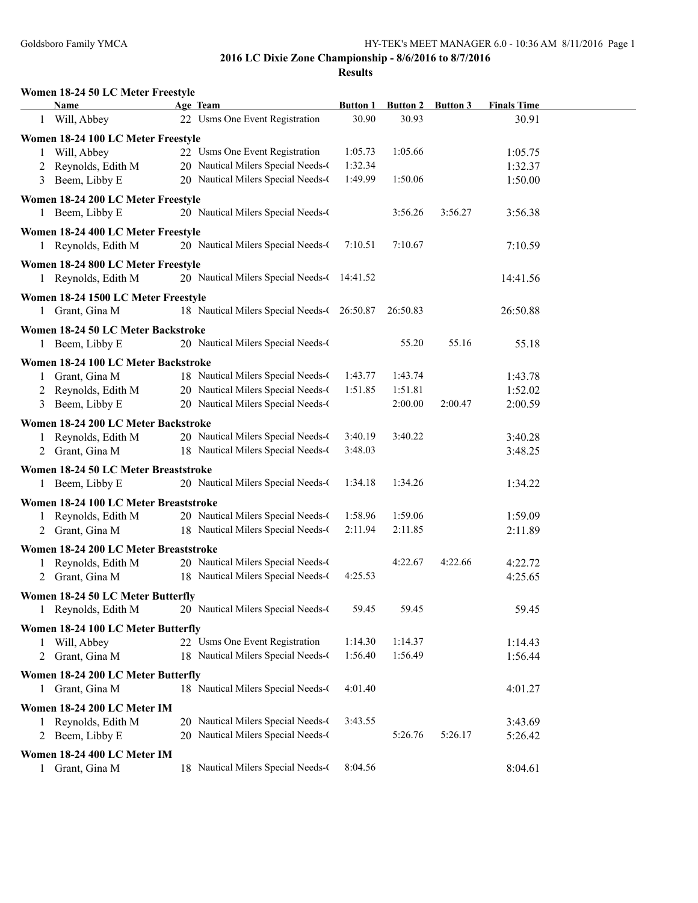## 2016 LC Dixie Zone Championship - 8/6/2016 to 8/7/2016

### Results

**Women 18-24 50 LC Meter Freestyle**

| | Name | Age | Team | Button 1 | Button 2 | Button 3 | Finals Time |
|---|---|---|---|---|---|---|---|
| 1 | Will, Abbey | 22 | Usms One Event Registration | 30.90 | 30.93 | | 30.91 |

**Women 18-24 100 LC Meter Freestyle**

| | Name | Age | Team | Button 1 | Button 2 | Button 3 | Finals Time |
|---|---|---|---|---|---|---|---|
| 1 | Will, Abbey | 22 | Usms One Event Registration | 1:05.73 | 1:05.66 | | 1:05.75 |
| 2 | Reynolds, Edith M | 20 | Nautical Milers Special Needs-( | 1:32.34 | | | 1:32.37 |
| 3 | Beem, Libby E | 20 | Nautical Milers Special Needs-( | 1:49.99 | 1:50.06 | | 1:50.00 |

**Women 18-24 200 LC Meter Freestyle**

| | Name | Age | Team | Button 1 | Button 2 | Button 3 | Finals Time |
|---|---|---|---|---|---|---|---|
| 1 | Beem, Libby E | 20 | Nautical Milers Special Needs-( | | 3:56.26 | 3:56.27 | 3:56.38 |

**Women 18-24 400 LC Meter Freestyle**

| | Name | Age | Team | Button 1 | Button 2 | Button 3 | Finals Time |
|---|---|---|---|---|---|---|---|
| 1 | Reynolds, Edith M | 20 | Nautical Milers Special Needs-( | 7:10.51 | 7:10.67 | | 7:10.59 |

**Women 18-24 800 LC Meter Freestyle**

| | Name | Age | Team | Button 1 | Button 2 | Button 3 | Finals Time |
|---|---|---|---|---|---|---|---|
| 1 | Reynolds, Edith M | 20 | Nautical Milers Special Needs-( | 14:41.52 | | | 14:41.56 |

**Women 18-24 1500 LC Meter Freestyle**

| | Name | Age | Team | Button 1 | Button 2 | Button 3 | Finals Time |
|---|---|---|---|---|---|---|---|
| 1 | Grant, Gina M | 18 | Nautical Milers Special Needs-( | 26:50.87 | 26:50.83 | | 26:50.88 |

**Women 18-24 50 LC Meter Backstroke**

| | Name | Age | Team | Button 1 | Button 2 | Button 3 | Finals Time |
|---|---|---|---|---|---|---|---|
| 1 | Beem, Libby E | 20 | Nautical Milers Special Needs-( | | 55.20 | 55.16 | 55.18 |

**Women 18-24 100 LC Meter Backstroke**

| | Name | Age | Team | Button 1 | Button 2 | Button 3 | Finals Time |
|---|---|---|---|---|---|---|---|
| 1 | Grant, Gina M | 18 | Nautical Milers Special Needs-( | 1:43.77 | 1:43.74 | | 1:43.78 |
| 2 | Reynolds, Edith M | 20 | Nautical Milers Special Needs-( | 1:51.85 | 1:51.81 | | 1:52.02 |
| 3 | Beem, Libby E | 20 | Nautical Milers Special Needs-( | | 2:00.00 | 2:00.47 | 2:00.59 |

**Women 18-24 200 LC Meter Backstroke**

| | Name | Age | Team | Button 1 | Button 2 | Button 3 | Finals Time |
|---|---|---|---|---|---|---|---|
| 1 | Reynolds, Edith M | 20 | Nautical Milers Special Needs-( | 3:40.19 | 3:40.22 | | 3:40.28 |
| 2 | Grant, Gina M | 18 | Nautical Milers Special Needs-( | 3:48.03 | | | 3:48.25 |

**Women 18-24 50 LC Meter Breaststroke**

| | Name | Age | Team | Button 1 | Button 2 | Button 3 | Finals Time |
|---|---|---|---|---|---|---|---|
| 1 | Beem, Libby E | 20 | Nautical Milers Special Needs-( | 1:34.18 | 1:34.26 | | 1:34.22 |

**Women 18-24 100 LC Meter Breaststroke**

| | Name | Age | Team | Button 1 | Button 2 | Button 3 | Finals Time |
|---|---|---|---|---|---|---|---|
| 1 | Reynolds, Edith M | 20 | Nautical Milers Special Needs-( | 1:58.96 | 1:59.06 | | 1:59.09 |
| 2 | Grant, Gina M | 18 | Nautical Milers Special Needs-( | 2:11.94 | 2:11.85 | | 2:11.89 |

**Women 18-24 200 LC Meter Breaststroke**

| | Name | Age | Team | Button 1 | Button 2 | Button 3 | Finals Time |
|---|---|---|---|---|---|---|---|
| 1 | Reynolds, Edith M | 20 | Nautical Milers Special Needs-( | | 4:22.67 | 4:22.66 | 4:22.72 |
| 2 | Grant, Gina M | 18 | Nautical Milers Special Needs-( | 4:25.53 | | | 4:25.65 |

**Women 18-24 50 LC Meter Butterfly**

| | Name | Age | Team | Button 1 | Button 2 | Button 3 | Finals Time |
|---|---|---|---|---|---|---|---|
| 1 | Reynolds, Edith M | 20 | Nautical Milers Special Needs-( | 59.45 | 59.45 | | 59.45 |

**Women 18-24 100 LC Meter Butterfly**

| | Name | Age | Team | Button 1 | Button 2 | Button 3 | Finals Time |
|---|---|---|---|---|---|---|---|
| 1 | Will, Abbey | 22 | Usms One Event Registration | 1:14.30 | 1:14.37 | | 1:14.43 |
| 2 | Grant, Gina M | 18 | Nautical Milers Special Needs-( | 1:56.40 | 1:56.49 | | 1:56.44 |

**Women 18-24 200 LC Meter Butterfly**

| | Name | Age | Team | Button 1 | Button 2 | Button 3 | Finals Time |
|---|---|---|---|---|---|---|---|
| 1 | Grant, Gina M | 18 | Nautical Milers Special Needs-( | 4:01.40 | | | 4:01.27 |

**Women 18-24 200 LC Meter IM**

| | Name | Age | Team | Button 1 | Button 2 | Button 3 | Finals Time |
|---|---|---|---|---|---|---|---|
| 1 | Reynolds, Edith M | 20 | Nautical Milers Special Needs-( | 3:43.55 | | | 3:43.69 |
| 2 | Beem, Libby E | 20 | Nautical Milers Special Needs-( | | 5:26.76 | 5:26.17 | 5:26.42 |

**Women 18-24 400 LC Meter IM**

| | Name | Age | Team | Button 1 | Button 2 | Button 3 | Finals Time |
|---|---|---|---|---|---|---|---|
| 1 | Grant, Gina M | 18 | Nautical Milers Special Needs-( | 8:04.56 | | | 8:04.61 |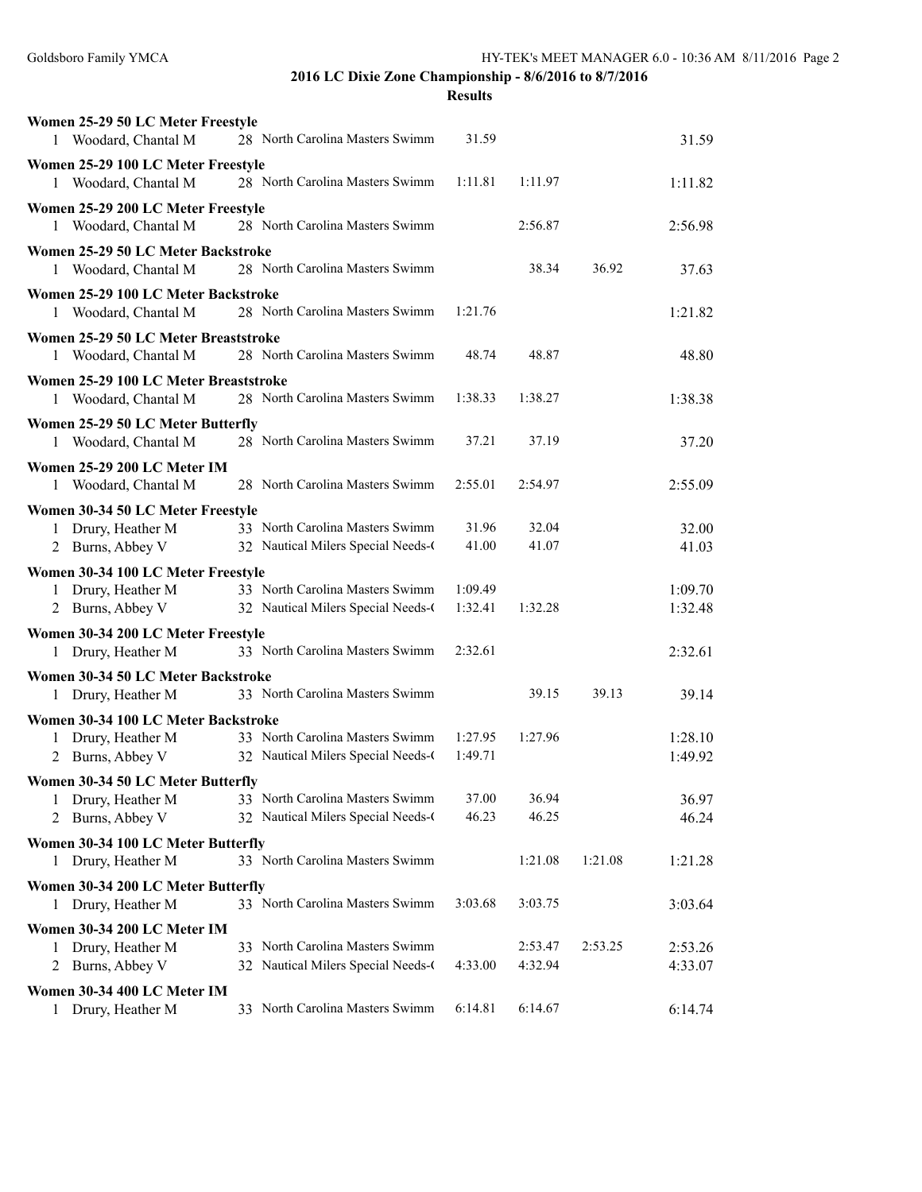# 2016 LC Dixie Zone Championship - 8/6/2016 to 8/7/2016

## Results

### Women 25-29 50 LC Meter Freestyle

| Place | Name | Age | Team | | | | Time |
|---|---|---|---|---|---|---|---|
| 1 | Woodard, Chantal M | 28 | North Carolina Masters Swimm | 31.59 | | | 31.59 |

### Women 25-29 100 LC Meter Freestyle

| Place | Name | Age | Team | | | | Time |
|---|---|---|---|---|---|---|---|
| 1 | Woodard, Chantal M | 28 | North Carolina Masters Swimm | 1:11.81 | 1:11.97 | | 1:11.82 |

### Women 25-29 200 LC Meter Freestyle

| Place | Name | Age | Team | | | | Time |
|---|---|---|---|---|---|---|---|
| 1 | Woodard, Chantal M | 28 | North Carolina Masters Swimm | | 2:56.87 | | 2:56.98 |

### Women 25-29 50 LC Meter Backstroke

| Place | Name | Age | Team | | | | Time |
|---|---|---|---|---|---|---|---|
| 1 | Woodard, Chantal M | 28 | North Carolina Masters Swimm | | 38.34 | 36.92 | 37.63 |

### Women 25-29 100 LC Meter Backstroke

| Place | Name | Age | Team | | | | Time |
|---|---|---|---|---|---|---|---|
| 1 | Woodard, Chantal M | 28 | North Carolina Masters Swimm | 1:21.76 | | | 1:21.82 |

### Women 25-29 50 LC Meter Breaststroke

| Place | Name | Age | Team | | | | Time |
|---|---|---|---|---|---|---|---|
| 1 | Woodard, Chantal M | 28 | North Carolina Masters Swimm | 48.74 | 48.87 | | 48.80 |

### Women 25-29 100 LC Meter Breaststroke

| Place | Name | Age | Team | | | | Time |
|---|---|---|---|---|---|---|---|
| 1 | Woodard, Chantal M | 28 | North Carolina Masters Swimm | 1:38.33 | 1:38.27 | | 1:38.38 |

### Women 25-29 50 LC Meter Butterfly

| Place | Name | Age | Team | | | | Time |
|---|---|---|---|---|---|---|---|
| 1 | Woodard, Chantal M | 28 | North Carolina Masters Swimm | 37.21 | 37.19 | | 37.20 |

### Women 25-29 200 LC Meter IM

| Place | Name | Age | Team | | | | Time |
|---|---|---|---|---|---|---|---|
| 1 | Woodard, Chantal M | 28 | North Carolina Masters Swimm | 2:55.01 | 2:54.97 | | 2:55.09 |

### Women 30-34 50 LC Meter Freestyle

| Place | Name | Age | Team | | | | Time |
|---|---|---|---|---|---|---|---|
| 1 | Drury, Heather M | 33 | North Carolina Masters Swimm | 31.96 | 32.04 | | 32.00 |
| 2 | Burns, Abbey V | 32 | Nautical Milers Special Needs-( | 41.00 | 41.07 | | 41.03 |

### Women 30-34 100 LC Meter Freestyle

| Place | Name | Age | Team | | | | Time |
|---|---|---|---|---|---|---|---|
| 1 | Drury, Heather M | 33 | North Carolina Masters Swimm | 1:09.49 | | | 1:09.70 |
| 2 | Burns, Abbey V | 32 | Nautical Milers Special Needs-( | 1:32.41 | 1:32.28 | | 1:32.48 |

### Women 30-34 200 LC Meter Freestyle

| Place | Name | Age | Team | | | | Time |
|---|---|---|---|---|---|---|---|
| 1 | Drury, Heather M | 33 | North Carolina Masters Swimm | 2:32.61 | | | 2:32.61 |

### Women 30-34 50 LC Meter Backstroke

| Place | Name | Age | Team | | | | Time |
|---|---|---|---|---|---|---|---|
| 1 | Drury, Heather M | 33 | North Carolina Masters Swimm | | 39.15 | 39.13 | 39.14 |

### Women 30-34 100 LC Meter Backstroke

| Place | Name | Age | Team | | | | Time |
|---|---|---|---|---|---|---|---|
| 1 | Drury, Heather M | 33 | North Carolina Masters Swimm | 1:27.95 | 1:27.96 | | 1:28.10 |
| 2 | Burns, Abbey V | 32 | Nautical Milers Special Needs-( | 1:49.71 | | | 1:49.92 |

### Women 30-34 50 LC Meter Butterfly

| Place | Name | Age | Team | | | | Time |
|---|---|---|---|---|---|---|---|
| 1 | Drury, Heather M | 33 | North Carolina Masters Swimm | 37.00 | 36.94 | | 36.97 |
| 2 | Burns, Abbey V | 32 | Nautical Milers Special Needs-( | 46.23 | 46.25 | | 46.24 |

### Women 30-34 100 LC Meter Butterfly

| Place | Name | Age | Team | | | | Time |
|---|---|---|---|---|---|---|---|
| 1 | Drury, Heather M | 33 | North Carolina Masters Swimm | | 1:21.08 | 1:21.08 | 1:21.28 |

### Women 30-34 200 LC Meter Butterfly

| Place | Name | Age | Team | | | | Time |
|---|---|---|---|---|---|---|---|
| 1 | Drury, Heather M | 33 | North Carolina Masters Swimm | 3:03.68 | 3:03.75 | | 3:03.64 |

### Women 30-34 200 LC Meter IM

| Place | Name | Age | Team | | | | Time |
|---|---|---|---|---|---|---|---|
| 1 | Drury, Heather M | 33 | North Carolina Masters Swimm | | 2:53.47 | 2:53.25 | 2:53.26 |
| 2 | Burns, Abbey V | 32 | Nautical Milers Special Needs-( | 4:33.00 | 4:32.94 | | 4:33.07 |

### Women 30-34 400 LC Meter IM

| Place | Name | Age | Team | | | | Time |
|---|---|---|---|---|---|---|---|
| 1 | Drury, Heather M | 33 | North Carolina Masters Swimm | 6:14.81 | 6:14.67 | | 6:14.74 |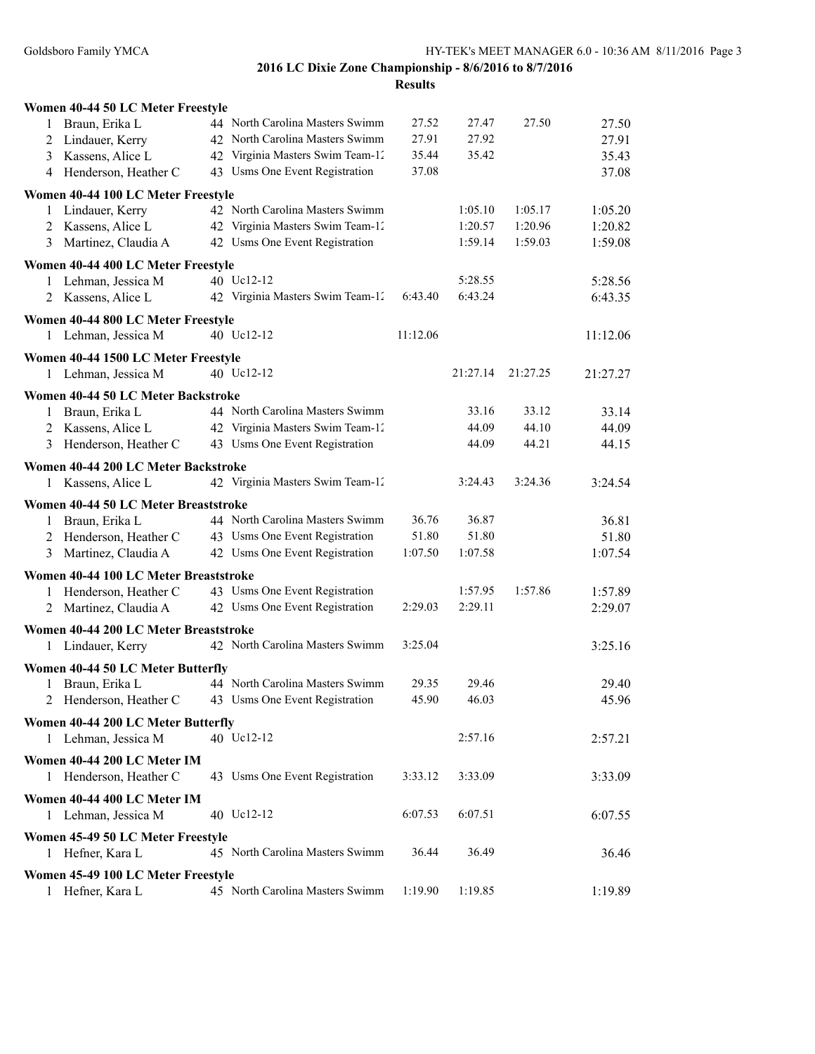## 2016 LC Dixie Zone Championship - 8/6/2016 to 8/7/2016

**Results**

### Women 40-44 50 LC Meter Freestyle

| | Name | Age | Team | | | | Time |
|---|---|---|---|---|---|---|---|
| 1 | Braun, Erika L | 44 | North Carolina Masters Swimm | 27.52 | 27.47 | 27.50 | 27.50 |
| 2 | Lindauer, Kerry | 42 | North Carolina Masters Swimm | 27.91 | 27.92 | | 27.91 |
| 3 | Kassens, Alice L | 42 | Virginia Masters Swim Team-12 | 35.44 | 35.42 | | 35.43 |
| 4 | Henderson, Heather C | 43 | Usms One Event Registration | 37.08 | | | 37.08 |

### Women 40-44 100 LC Meter Freestyle

| | Name | Age | Team | | | | Time |
|---|---|---|---|---|---|---|---|
| 1 | Lindauer, Kerry | 42 | North Carolina Masters Swimm | | 1:05.10 | 1:05.17 | 1:05.20 |
| 2 | Kassens, Alice L | 42 | Virginia Masters Swim Team-12 | | 1:20.57 | 1:20.96 | 1:20.82 |
| 3 | Martinez, Claudia A | 42 | Usms One Event Registration | | 1:59.14 | 1:59.03 | 1:59.08 |

### Women 40-44 400 LC Meter Freestyle

| | Name | Age | Team | | | | Time |
|---|---|---|---|---|---|---|---|
| 1 | Lehman, Jessica M | 40 | Uc12-12 | | 5:28.55 | | 5:28.56 |
| 2 | Kassens, Alice L | 42 | Virginia Masters Swim Team-12 | 6:43.40 | 6:43.24 | | 6:43.35 |

### Women 40-44 800 LC Meter Freestyle

| | Name | Age | Team | | | | Time |
|---|---|---|---|---|---|---|---|
| 1 | Lehman, Jessica M | 40 | Uc12-12 | 11:12.06 | | | 11:12.06 |

### Women 40-44 1500 LC Meter Freestyle

| | Name | Age | Team | | | | Time |
|---|---|---|---|---|---|---|---|
| 1 | Lehman, Jessica M | 40 | Uc12-12 | | 21:27.14 | 21:27.25 | 21:27.27 |

### Women 40-44 50 LC Meter Backstroke

| | Name | Age | Team | | | | Time |
|---|---|---|---|---|---|---|---|
| 1 | Braun, Erika L | 44 | North Carolina Masters Swimm | | 33.16 | 33.12 | 33.14 |
| 2 | Kassens, Alice L | 42 | Virginia Masters Swim Team-12 | | 44.09 | 44.10 | 44.09 |
| 3 | Henderson, Heather C | 43 | Usms One Event Registration | | 44.09 | 44.21 | 44.15 |

### Women 40-44 200 LC Meter Backstroke

| | Name | Age | Team | | | | Time |
|---|---|---|---|---|---|---|---|
| 1 | Kassens, Alice L | 42 | Virginia Masters Swim Team-12 | | 3:24.43 | 3:24.36 | 3:24.54 |

### Women 40-44 50 LC Meter Breaststroke

| | Name | Age | Team | | | | Time |
|---|---|---|---|---|---|---|---|
| 1 | Braun, Erika L | 44 | North Carolina Masters Swimm | 36.76 | 36.87 | | 36.81 |
| 2 | Henderson, Heather C | 43 | Usms One Event Registration | 51.80 | 51.80 | | 51.80 |
| 3 | Martinez, Claudia A | 42 | Usms One Event Registration | 1:07.50 | 1:07.58 | | 1:07.54 |

### Women 40-44 100 LC Meter Breaststroke

| | Name | Age | Team | | | | Time |
|---|---|---|---|---|---|---|---|
| 1 | Henderson, Heather C | 43 | Usms One Event Registration | | 1:57.95 | 1:57.86 | 1:57.89 |
| 2 | Martinez, Claudia A | 42 | Usms One Event Registration | 2:29.03 | 2:29.11 | | 2:29.07 |

### Women 40-44 200 LC Meter Breaststroke

| | Name | Age | Team | | | | Time |
|---|---|---|---|---|---|---|---|
| 1 | Lindauer, Kerry | 42 | North Carolina Masters Swimm | 3:25.04 | | | 3:25.16 |

### Women 40-44 50 LC Meter Butterfly

| | Name | Age | Team | | | | Time |
|---|---|---|---|---|---|---|---|
| 1 | Braun, Erika L | 44 | North Carolina Masters Swimm | 29.35 | 29.46 | | 29.40 |
| 2 | Henderson, Heather C | 43 | Usms One Event Registration | 45.90 | 46.03 | | 45.96 |

### Women 40-44 200 LC Meter Butterfly

| | Name | Age | Team | | | | Time |
|---|---|---|---|---|---|---|---|
| 1 | Lehman, Jessica M | 40 | Uc12-12 | | 2:57.16 | | 2:57.21 |

### Women 40-44 200 LC Meter IM

| | Name | Age | Team | | | | Time |
|---|---|---|---|---|---|---|---|
| 1 | Henderson, Heather C | 43 | Usms One Event Registration | 3:33.12 | 3:33.09 | | 3:33.09 |

### Women 40-44 400 LC Meter IM

| | Name | Age | Team | | | | Time |
|---|---|---|---|---|---|---|---|
| 1 | Lehman, Jessica M | 40 | Uc12-12 | 6:07.53 | 6:07.51 | | 6:07.55 |

### Women 45-49 50 LC Meter Freestyle

| | Name | Age | Team | | | | Time |
|---|---|---|---|---|---|---|---|
| 1 | Hefner, Kara L | 45 | North Carolina Masters Swimm | 36.44 | 36.49 | | 36.46 |

### Women 45-49 100 LC Meter Freestyle

| | Name | Age | Team | | | | Time |
|---|---|---|---|---|---|---|---|
| 1 | Hefner, Kara L | 45 | North Carolina Masters Swimm | 1:19.90 | 1:19.85 | | 1:19.89 |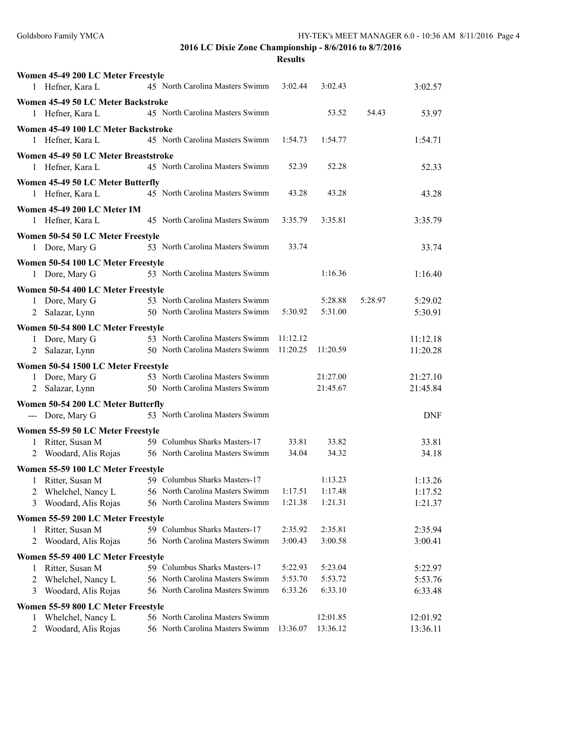## 2016 LC Dixie Zone Championship - 8/6/2016 to 8/7/2016

### Results

**Women 45-49 200 LC Meter Freestyle**

| Place | Name | Age | Team | | | | Time |
|---|---|---|---|---|---|---|---|
| 1 | Hefner, Kara L | 45 | North Carolina Masters Swimm | 3:02.44 | 3:02.43 | | 3:02.57 |

**Women 45-49 50 LC Meter Backstroke**

| Place | Name | Age | Team | | | | Time |
|---|---|---|---|---|---|---|---|
| 1 | Hefner, Kara L | 45 | North Carolina Masters Swimm | | 53.52 | 54.43 | 53.97 |

**Women 45-49 100 LC Meter Backstroke**

| Place | Name | Age | Team | | | | Time |
|---|---|---|---|---|---|---|---|
| 1 | Hefner, Kara L | 45 | North Carolina Masters Swimm | 1:54.73 | 1:54.77 | | 1:54.71 |

**Women 45-49 50 LC Meter Breaststroke**

| Place | Name | Age | Team | | | | Time |
|---|---|---|---|---|---|---|---|
| 1 | Hefner, Kara L | 45 | North Carolina Masters Swimm | 52.39 | 52.28 | | 52.33 |

**Women 45-49 50 LC Meter Butterfly**

| Place | Name | Age | Team | | | | Time |
|---|---|---|---|---|---|---|---|
| 1 | Hefner, Kara L | 45 | North Carolina Masters Swimm | 43.28 | 43.28 | | 43.28 |

**Women 45-49 200 LC Meter IM**

| Place | Name | Age | Team | | | | Time |
|---|---|---|---|---|---|---|---|
| 1 | Hefner, Kara L | 45 | North Carolina Masters Swimm | 3:35.79 | 3:35.81 | | 3:35.79 |

**Women 50-54 50 LC Meter Freestyle**

| Place | Name | Age | Team | | | | Time |
|---|---|---|---|---|---|---|---|
| 1 | Dore, Mary G | 53 | North Carolina Masters Swimm | 33.74 | | | 33.74 |

**Women 50-54 100 LC Meter Freestyle**

| Place | Name | Age | Team | | | | Time |
|---|---|---|---|---|---|---|---|
| 1 | Dore, Mary G | 53 | North Carolina Masters Swimm | | 1:16.36 | | 1:16.40 |

**Women 50-54 400 LC Meter Freestyle**

| Place | Name | Age | Team | | | | Time |
|---|---|---|---|---|---|---|---|
| 1 | Dore, Mary G | 53 | North Carolina Masters Swimm | | 5:28.88 | 5:28.97 | 5:29.02 |
| 2 | Salazar, Lynn | 50 | North Carolina Masters Swimm | 5:30.92 | 5:31.00 | | 5:30.91 |

**Women 50-54 800 LC Meter Freestyle**

| Place | Name | Age | Team | | | | Time |
|---|---|---|---|---|---|---|---|
| 1 | Dore, Mary G | 53 | North Carolina Masters Swimm | 11:12.12 | | | 11:12.18 |
| 2 | Salazar, Lynn | 50 | North Carolina Masters Swimm | 11:20.25 | 11:20.59 | | 11:20.28 |

**Women 50-54 1500 LC Meter Freestyle**

| Place | Name | Age | Team | | | | Time |
|---|---|---|---|---|---|---|---|
| 1 | Dore, Mary G | 53 | North Carolina Masters Swimm | | 21:27.00 | | 21:27.10 |
| 2 | Salazar, Lynn | 50 | North Carolina Masters Swimm | | 21:45.67 | | 21:45.84 |

**Women 50-54 200 LC Meter Butterfly**

| Place | Name | Age | Team | | | | Time |
|---|---|---|---|---|---|---|---|
| --- | Dore, Mary G | 53 | North Carolina Masters Swimm | | | | DNF |

**Women 55-59 50 LC Meter Freestyle**

| Place | Name | Age | Team | | | | Time |
|---|---|---|---|---|---|---|---|
| 1 | Ritter, Susan M | 59 | Columbus Sharks Masters-17 | 33.81 | 33.82 | | 33.81 |
| 2 | Woodard, Alis Rojas | 56 | North Carolina Masters Swimm | 34.04 | 34.32 | | 34.18 |

**Women 55-59 100 LC Meter Freestyle**

| Place | Name | Age | Team | | | | Time |
|---|---|---|---|---|---|---|---|
| 1 | Ritter, Susan M | 59 | Columbus Sharks Masters-17 | | 1:13.23 | | 1:13.26 |
| 2 | Whelchel, Nancy L | 56 | North Carolina Masters Swimm | 1:17.51 | 1:17.48 | | 1:17.52 |
| 3 | Woodard, Alis Rojas | 56 | North Carolina Masters Swimm | 1:21.38 | 1:21.31 | | 1:21.37 |

**Women 55-59 200 LC Meter Freestyle**

| Place | Name | Age | Team | | | | Time |
|---|---|---|---|---|---|---|---|
| 1 | Ritter, Susan M | 59 | Columbus Sharks Masters-17 | 2:35.92 | 2:35.81 | | 2:35.94 |
| 2 | Woodard, Alis Rojas | 56 | North Carolina Masters Swimm | 3:00.43 | 3:00.58 | | 3:00.41 |

**Women 55-59 400 LC Meter Freestyle**

| Place | Name | Age | Team | | | | Time |
|---|---|---|---|---|---|---|---|
| 1 | Ritter, Susan M | 59 | Columbus Sharks Masters-17 | 5:22.93 | 5:23.04 | | 5:22.97 |
| 2 | Whelchel, Nancy L | 56 | North Carolina Masters Swimm | 5:53.70 | 5:53.72 | | 5:53.76 |
| 3 | Woodard, Alis Rojas | 56 | North Carolina Masters Swimm | 6:33.26 | 6:33.10 | | 6:33.48 |

**Women 55-59 800 LC Meter Freestyle**

| Place | Name | Age | Team | | | | Time |
|---|---|---|---|---|---|---|---|
| 1 | Whelchel, Nancy L | 56 | North Carolina Masters Swimm | | 12:01.85 | | 12:01.92 |
| 2 | Woodard, Alis Rojas | 56 | North Carolina Masters Swimm | 13:36.07 | 13:36.12 | | 13:36.11 |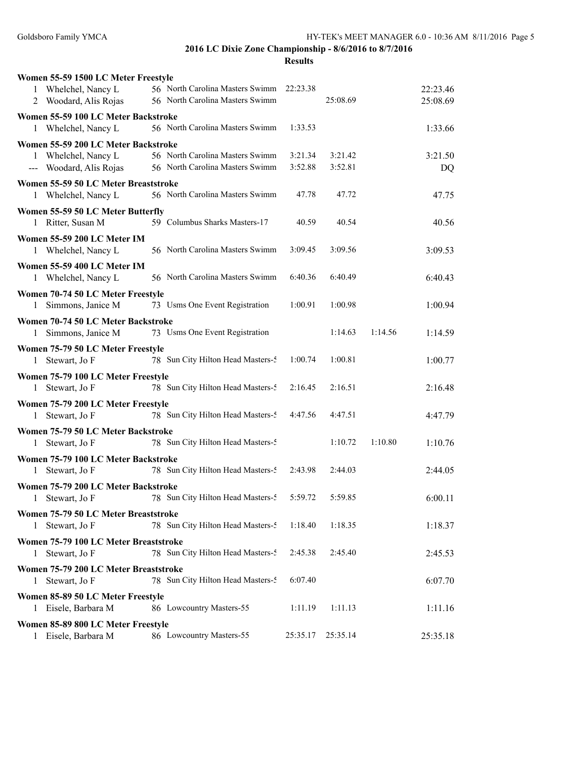**2016 LC Dixie Zone Championship - 8/6/2016 to 8/7/2016**

**Results**

**Women 55-59 1500 LC Meter Freestyle**

| | Name | Age | Team | | | | |
|---|---|---|---|---|---|---|---|
| 1 | Whelchel, Nancy L | 56 | North Carolina Masters Swimm | 22:23.38 | | | 22:23.46 |
| 2 | Woodard, Alis Rojas | 56 | North Carolina Masters Swimm | | 25:08.69 | | 25:08.69 |

**Women 55-59 100 LC Meter Backstroke**

| | Name | Age | Team | | | | |
|---|---|---|---|---|---|---|---|
| 1 | Whelchel, Nancy L | 56 | North Carolina Masters Swimm | 1:33.53 | | | 1:33.66 |

**Women 55-59 200 LC Meter Backstroke**

| | Name | Age | Team | | | | |
|---|---|---|---|---|---|---|---|
| 1 | Whelchel, Nancy L | 56 | North Carolina Masters Swimm | 3:21.34 | 3:21.42 | | 3:21.50 |
| --- | Woodard, Alis Rojas | 56 | North Carolina Masters Swimm | 3:52.88 | 3:52.81 | | DQ |

**Women 55-59 50 LC Meter Breaststroke**

| | Name | Age | Team | | | | |
|---|---|---|---|---|---|---|---|
| 1 | Whelchel, Nancy L | 56 | North Carolina Masters Swimm | 47.78 | 47.72 | | 47.75 |

**Women 55-59 50 LC Meter Butterfly**

| | Name | Age | Team | | | | |
|---|---|---|---|---|---|---|---|
| 1 | Ritter, Susan M | 59 | Columbus Sharks Masters-17 | 40.59 | 40.54 | | 40.56 |

**Women 55-59 200 LC Meter IM**

| | Name | Age | Team | | | | |
|---|---|---|---|---|---|---|---|
| 1 | Whelchel, Nancy L | 56 | North Carolina Masters Swimm | 3:09.45 | 3:09.56 | | 3:09.53 |

**Women 55-59 400 LC Meter IM**

| | Name | Age | Team | | | | |
|---|---|---|---|---|---|---|---|
| 1 | Whelchel, Nancy L | 56 | North Carolina Masters Swimm | 6:40.36 | 6:40.49 | | 6:40.43 |

**Women 70-74 50 LC Meter Freestyle**

| | Name | Age | Team | | | | |
|---|---|---|---|---|---|---|---|
| 1 | Simmons, Janice M | 73 | Usms One Event Registration | 1:00.91 | 1:00.98 | | 1:00.94 |

**Women 70-74 50 LC Meter Backstroke**

| | Name | Age | Team | | | | |
|---|---|---|---|---|---|---|---|
| 1 | Simmons, Janice M | 73 | Usms One Event Registration | | 1:14.63 | 1:14.56 | 1:14.59 |

**Women 75-79 50 LC Meter Freestyle**

| | Name | Age | Team | | | | |
|---|---|---|---|---|---|---|---|
| 1 | Stewart, Jo F | 78 | Sun City Hilton Head Masters-5 | 1:00.74 | 1:00.81 | | 1:00.77 |

**Women 75-79 100 LC Meter Freestyle**

| | Name | Age | Team | | | | |
|---|---|---|---|---|---|---|---|
| 1 | Stewart, Jo F | 78 | Sun City Hilton Head Masters-5 | 2:16.45 | 2:16.51 | | 2:16.48 |

**Women 75-79 200 LC Meter Freestyle**

| | Name | Age | Team | | | | |
|---|---|---|---|---|---|---|---|
| 1 | Stewart, Jo F | 78 | Sun City Hilton Head Masters-5 | 4:47.56 | 4:47.51 | | 4:47.79 |

**Women 75-79 50 LC Meter Backstroke**

| | Name | Age | Team | | | | |
|---|---|---|---|---|---|---|---|
| 1 | Stewart, Jo F | 78 | Sun City Hilton Head Masters-5 | | 1:10.72 | 1:10.80 | 1:10.76 |

**Women 75-79 100 LC Meter Backstroke**

| | Name | Age | Team | | | | |
|---|---|---|---|---|---|---|---|
| 1 | Stewart, Jo F | 78 | Sun City Hilton Head Masters-5 | 2:43.98 | 2:44.03 | | 2:44.05 |

**Women 75-79 200 LC Meter Backstroke**

| | Name | Age | Team | | | | |
|---|---|---|---|---|---|---|---|
| 1 | Stewart, Jo F | 78 | Sun City Hilton Head Masters-5 | 5:59.72 | 5:59.85 | | 6:00.11 |

**Women 75-79 50 LC Meter Breaststroke**

| | Name | Age | Team | | | | |
|---|---|---|---|---|---|---|---|
| 1 | Stewart, Jo F | 78 | Sun City Hilton Head Masters-5 | 1:18.40 | 1:18.35 | | 1:18.37 |

**Women 75-79 100 LC Meter Breaststroke**

| | Name | Age | Team | | | | |
|---|---|---|---|---|---|---|---|
| 1 | Stewart, Jo F | 78 | Sun City Hilton Head Masters-5 | 2:45.38 | 2:45.40 | | 2:45.53 |

**Women 75-79 200 LC Meter Breaststroke**

| | Name | Age | Team | | | | |
|---|---|---|---|---|---|---|---|
| 1 | Stewart, Jo F | 78 | Sun City Hilton Head Masters-5 | 6:07.40 | | | 6:07.70 |

**Women 85-89 50 LC Meter Freestyle**

| | Name | Age | Team | | | | |
|---|---|---|---|---|---|---|---|
| 1 | Eisele, Barbara M | 86 | Lowcountry Masters-55 | 1:11.19 | 1:11.13 | | 1:11.16 |

**Women 85-89 800 LC Meter Freestyle**

| | Name | Age | Team | | | | |
|---|---|---|---|---|---|---|---|
| 1 | Eisele, Barbara M | 86 | Lowcountry Masters-55 | 25:35.17 | 25:35.14 | | 25:35.18 |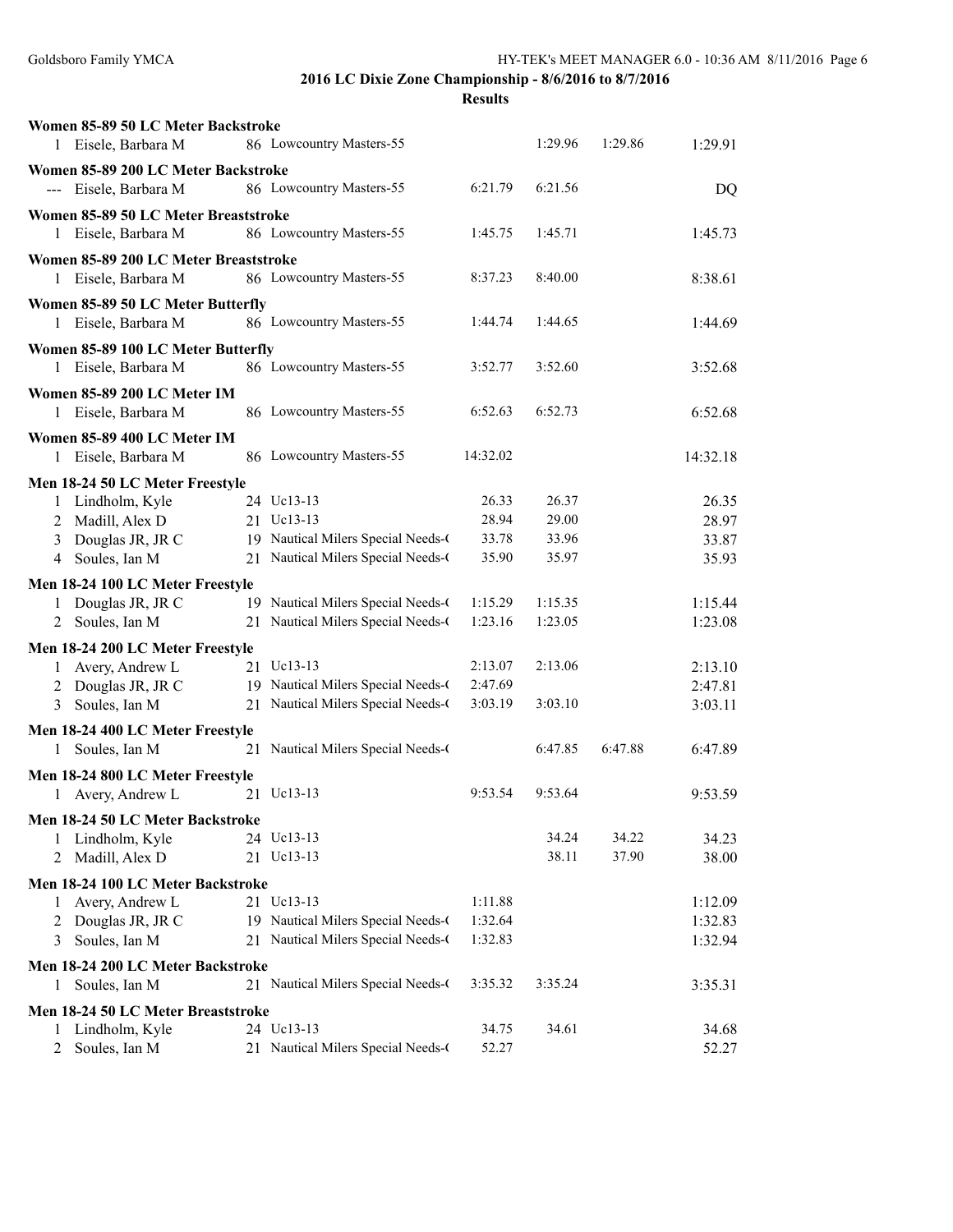## 2016 LC Dixie Zone Championship - 8/6/2016 to 8/7/2016

### Results

**Women 85-89 50 LC Meter Backstroke**

| Place | Name | Age | Team | | | | Time |
|---|---|---|---|---|---|---|---|
| 1 | Eisele, Barbara M | 86 | Lowcountry Masters-55 | | 1:29.96 | 1:29.86 | 1:29.91 |

**Women 85-89 200 LC Meter Backstroke**

| Place | Name | Age | Team | | | | Time |
|---|---|---|---|---|---|---|---|
| --- | Eisele, Barbara M | 86 | Lowcountry Masters-55 | 6:21.79 | 6:21.56 | | DQ |

**Women 85-89 50 LC Meter Breaststroke**

| Place | Name | Age | Team | | | | Time |
|---|---|---|---|---|---|---|---|
| 1 | Eisele, Barbara M | 86 | Lowcountry Masters-55 | 1:45.75 | 1:45.71 | | 1:45.73 |

**Women 85-89 200 LC Meter Breaststroke**

| Place | Name | Age | Team | | | | Time |
|---|---|---|---|---|---|---|---|
| 1 | Eisele, Barbara M | 86 | Lowcountry Masters-55 | 8:37.23 | 8:40.00 | | 8:38.61 |

**Women 85-89 50 LC Meter Butterfly**

| Place | Name | Age | Team | | | | Time |
|---|---|---|---|---|---|---|---|
| 1 | Eisele, Barbara M | 86 | Lowcountry Masters-55 | 1:44.74 | 1:44.65 | | 1:44.69 |

**Women 85-89 100 LC Meter Butterfly**

| Place | Name | Age | Team | | | | Time |
|---|---|---|---|---|---|---|---|
| 1 | Eisele, Barbara M | 86 | Lowcountry Masters-55 | 3:52.77 | 3:52.60 | | 3:52.68 |

**Women 85-89 200 LC Meter IM**

| Place | Name | Age | Team | | | | Time |
|---|---|---|---|---|---|---|---|
| 1 | Eisele, Barbara M | 86 | Lowcountry Masters-55 | 6:52.63 | 6:52.73 | | 6:52.68 |

**Women 85-89 400 LC Meter IM**

| Place | Name | Age | Team | | | | Time |
|---|---|---|---|---|---|---|---|
| 1 | Eisele, Barbara M | 86 | Lowcountry Masters-55 | 14:32.02 | | | 14:32.18 |

**Men 18-24 50 LC Meter Freestyle**

| Place | Name | Age | Team | | | | Time |
|---|---|---|---|---|---|---|---|
| 1 | Lindholm, Kyle | 24 | Uc13-13 | 26.33 | 26.37 | | 26.35 |
| 2 | Madill, Alex D | 21 | Uc13-13 | 28.94 | 29.00 | | 28.97 |
| 3 | Douglas JR, JR C | 19 | Nautical Milers Special Needs-( | 33.78 | 33.96 | | 33.87 |
| 4 | Soules, Ian M | 21 | Nautical Milers Special Needs-( | 35.90 | 35.97 | | 35.93 |

**Men 18-24 100 LC Meter Freestyle**

| Place | Name | Age | Team | | | | Time |
|---|---|---|---|---|---|---|---|
| 1 | Douglas JR, JR C | 19 | Nautical Milers Special Needs-( | 1:15.29 | 1:15.35 | | 1:15.44 |
| 2 | Soules, Ian M | 21 | Nautical Milers Special Needs-( | 1:23.16 | 1:23.05 | | 1:23.08 |

**Men 18-24 200 LC Meter Freestyle**

| Place | Name | Age | Team | | | | Time |
|---|---|---|---|---|---|---|---|
| 1 | Avery, Andrew L | 21 | Uc13-13 | 2:13.07 | 2:13.06 | | 2:13.10 |
| 2 | Douglas JR, JR C | 19 | Nautical Milers Special Needs-( | 2:47.69 | | | 2:47.81 |
| 3 | Soules, Ian M | 21 | Nautical Milers Special Needs-( | 3:03.19 | 3:03.10 | | 3:03.11 |

**Men 18-24 400 LC Meter Freestyle**

| Place | Name | Age | Team | | | | Time |
|---|---|---|---|---|---|---|---|
| 1 | Soules, Ian M | 21 | Nautical Milers Special Needs-( | | 6:47.85 | 6:47.88 | 6:47.89 |

**Men 18-24 800 LC Meter Freestyle**

| Place | Name | Age | Team | | | | Time |
|---|---|---|---|---|---|---|---|
| 1 | Avery, Andrew L | 21 | Uc13-13 | 9:53.54 | 9:53.64 | | 9:53.59 |

**Men 18-24 50 LC Meter Backstroke**

| Place | Name | Age | Team | | | | Time |
|---|---|---|---|---|---|---|---|
| 1 | Lindholm, Kyle | 24 | Uc13-13 | | 34.24 | 34.22 | 34.23 |
| 2 | Madill, Alex D | 21 | Uc13-13 | | 38.11 | 37.90 | 38.00 |

**Men 18-24 100 LC Meter Backstroke**

| Place | Name | Age | Team | | | | Time |
|---|---|---|---|---|---|---|---|
| 1 | Avery, Andrew L | 21 | Uc13-13 | 1:11.88 | | | 1:12.09 |
| 2 | Douglas JR, JR C | 19 | Nautical Milers Special Needs-( | 1:32.64 | | | 1:32.83 |
| 3 | Soules, Ian M | 21 | Nautical Milers Special Needs-( | 1:32.83 | | | 1:32.94 |

**Men 18-24 200 LC Meter Backstroke**

| Place | Name | Age | Team | | | | Time |
|---|---|---|---|---|---|---|---|
| 1 | Soules, Ian M | 21 | Nautical Milers Special Needs-( | 3:35.32 | 3:35.24 | | 3:35.31 |

**Men 18-24 50 LC Meter Breaststroke**

| Place | Name | Age | Team | | | | Time |
|---|---|---|---|---|---|---|---|
| 1 | Lindholm, Kyle | 24 | Uc13-13 | 34.75 | 34.61 | | 34.68 |
| 2 | Soules, Ian M | 21 | Nautical Milers Special Needs-( | 52.27 | | | 52.27 |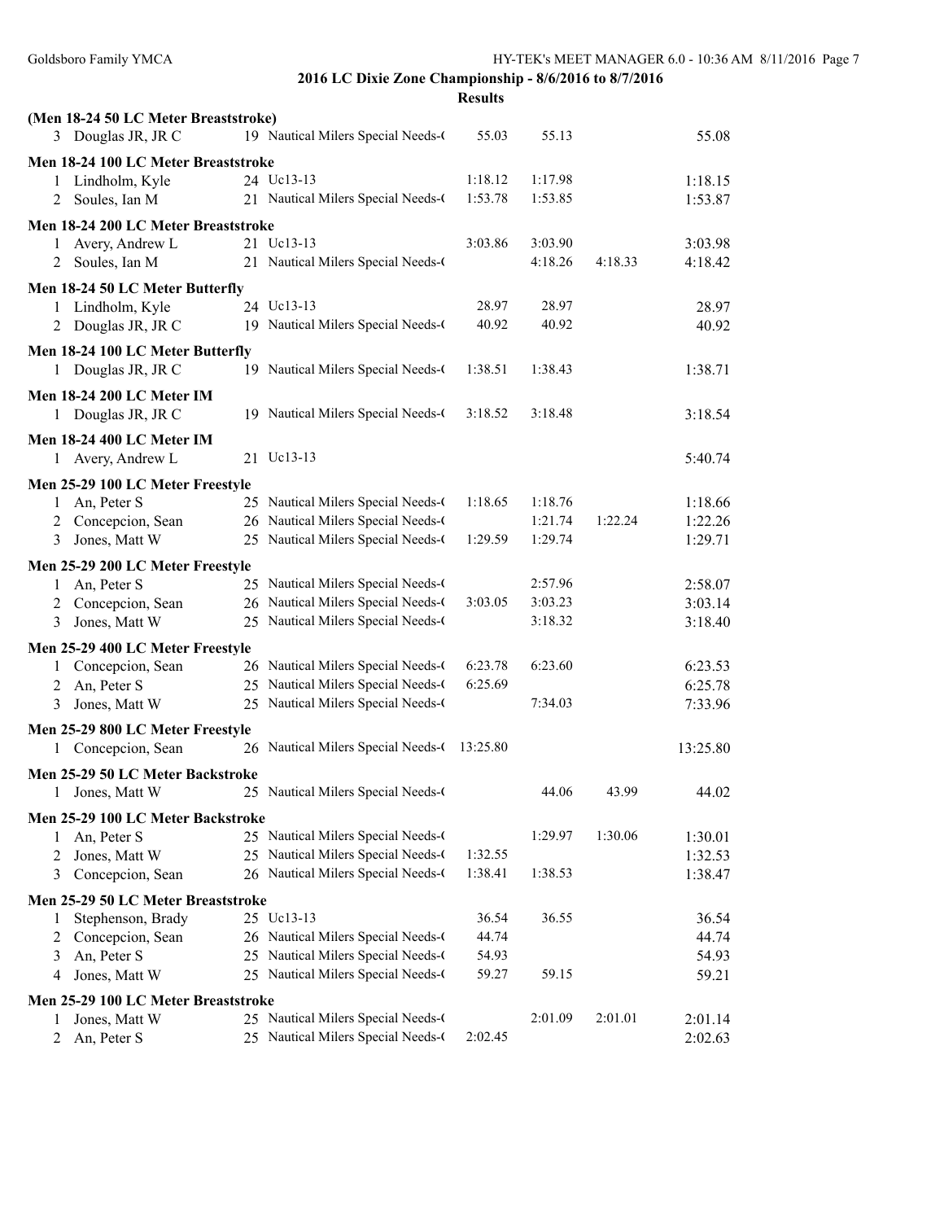## 2016 LC Dixie Zone Championship - 8/6/2016 to 8/7/2016

**Results**

### (Men 18-24 50 LC Meter Breaststroke)

| Place | Name | Age | Team | | | | Time |
|---|---|---|---|---|---|---|---|
| 3 | Douglas JR, JR C | 19 | Nautical Milers Special Needs-( | 55.03 | 55.13 | | 55.08 |

### Men 18-24 100 LC Meter Breaststroke

| Place | Name | Age | Team | | | | Time |
|---|---|---|---|---|---|---|---|
| 1 | Lindholm, Kyle | 24 | Uc13-13 | 1:18.12 | 1:17.98 | | 1:18.15 |
| 2 | Soules, Ian M | 21 | Nautical Milers Special Needs-( | 1:53.78 | 1:53.85 | | 1:53.87 |

### Men 18-24 200 LC Meter Breaststroke

| Place | Name | Age | Team | | | | Time |
|---|---|---|---|---|---|---|---|
| 1 | Avery, Andrew L | 21 | Uc13-13 | 3:03.86 | 3:03.90 | | 3:03.98 |
| 2 | Soules, Ian M | 21 | Nautical Milers Special Needs-( | | 4:18.26 | 4:18.33 | 4:18.42 |

### Men 18-24 50 LC Meter Butterfly

| Place | Name | Age | Team | | | | Time |
|---|---|---|---|---|---|---|---|
| 1 | Lindholm, Kyle | 24 | Uc13-13 | 28.97 | 28.97 | | 28.97 |
| 2 | Douglas JR, JR C | 19 | Nautical Milers Special Needs-( | 40.92 | 40.92 | | 40.92 |

### Men 18-24 100 LC Meter Butterfly

| Place | Name | Age | Team | | | | Time |
|---|---|---|---|---|---|---|---|
| 1 | Douglas JR, JR C | 19 | Nautical Milers Special Needs-( | 1:38.51 | 1:38.43 | | 1:38.71 |

### Men 18-24 200 LC Meter IM

| Place | Name | Age | Team | | | | Time |
|---|---|---|---|---|---|---|---|
| 1 | Douglas JR, JR C | 19 | Nautical Milers Special Needs-( | 3:18.52 | 3:18.48 | | 3:18.54 |

### Men 18-24 400 LC Meter IM

| Place | Name | Age | Team | | | | Time |
|---|---|---|---|---|---|---|---|
| 1 | Avery, Andrew L | 21 | Uc13-13 | | | | 5:40.74 |

### Men 25-29 100 LC Meter Freestyle

| Place | Name | Age | Team | | | | Time |
|---|---|---|---|---|---|---|---|
| 1 | An, Peter S | 25 | Nautical Milers Special Needs-( | 1:18.65 | 1:18.76 | | 1:18.66 |
| 2 | Concepcion, Sean | 26 | Nautical Milers Special Needs-( | | 1:21.74 | 1:22.24 | 1:22.26 |
| 3 | Jones, Matt W | 25 | Nautical Milers Special Needs-( | 1:29.59 | 1:29.74 | | 1:29.71 |

### Men 25-29 200 LC Meter Freestyle

| Place | Name | Age | Team | | | | Time |
|---|---|---|---|---|---|---|---|
| 1 | An, Peter S | 25 | Nautical Milers Special Needs-( | | 2:57.96 | | 2:58.07 |
| 2 | Concepcion, Sean | 26 | Nautical Milers Special Needs-( | 3:03.05 | 3:03.23 | | 3:03.14 |
| 3 | Jones, Matt W | 25 | Nautical Milers Special Needs-( | | 3:18.32 | | 3:18.40 |

### Men 25-29 400 LC Meter Freestyle

| Place | Name | Age | Team | | | | Time |
|---|---|---|---|---|---|---|---|
| 1 | Concepcion, Sean | 26 | Nautical Milers Special Needs-( | 6:23.78 | 6:23.60 | | 6:23.53 |
| 2 | An, Peter S | 25 | Nautical Milers Special Needs-( | 6:25.69 | | | 6:25.78 |
| 3 | Jones, Matt W | 25 | Nautical Milers Special Needs-( | | 7:34.03 | | 7:33.96 |

### Men 25-29 800 LC Meter Freestyle

| Place | Name | Age | Team | | | | Time |
|---|---|---|---|---|---|---|---|
| 1 | Concepcion, Sean | 26 | Nautical Milers Special Needs-( | 13:25.80 | | | 13:25.80 |

### Men 25-29 50 LC Meter Backstroke

| Place | Name | Age | Team | | | | Time |
|---|---|---|---|---|---|---|---|
| 1 | Jones, Matt W | 25 | Nautical Milers Special Needs-( | | 44.06 | 43.99 | 44.02 |

### Men 25-29 100 LC Meter Backstroke

| Place | Name | Age | Team | | | | Time |
|---|---|---|---|---|---|---|---|
| 1 | An, Peter S | 25 | Nautical Milers Special Needs-( | | 1:29.97 | 1:30.06 | 1:30.01 |
| 2 | Jones, Matt W | 25 | Nautical Milers Special Needs-( | 1:32.55 | | | 1:32.53 |
| 3 | Concepcion, Sean | 26 | Nautical Milers Special Needs-( | 1:38.41 | 1:38.53 | | 1:38.47 |

### Men 25-29 50 LC Meter Breaststroke

| Place | Name | Age | Team | | | | Time |
|---|---|---|---|---|---|---|---|
| 1 | Stephenson, Brady | 25 | Uc13-13 | 36.54 | 36.55 | | 36.54 |
| 2 | Concepcion, Sean | 26 | Nautical Milers Special Needs-( | 44.74 | | | 44.74 |
| 3 | An, Peter S | 25 | Nautical Milers Special Needs-( | 54.93 | | | 54.93 |
| 4 | Jones, Matt W | 25 | Nautical Milers Special Needs-( | 59.27 | 59.15 | | 59.21 |

### Men 25-29 100 LC Meter Breaststroke

| Place | Name | Age | Team | | | | Time |
|---|---|---|---|---|---|---|---|
| 1 | Jones, Matt W | 25 | Nautical Milers Special Needs-( | | 2:01.09 | 2:01.01 | 2:01.14 |
| 2 | An, Peter S | 25 | Nautical Milers Special Needs-( | 2:02.45 | | | 2:02.63 |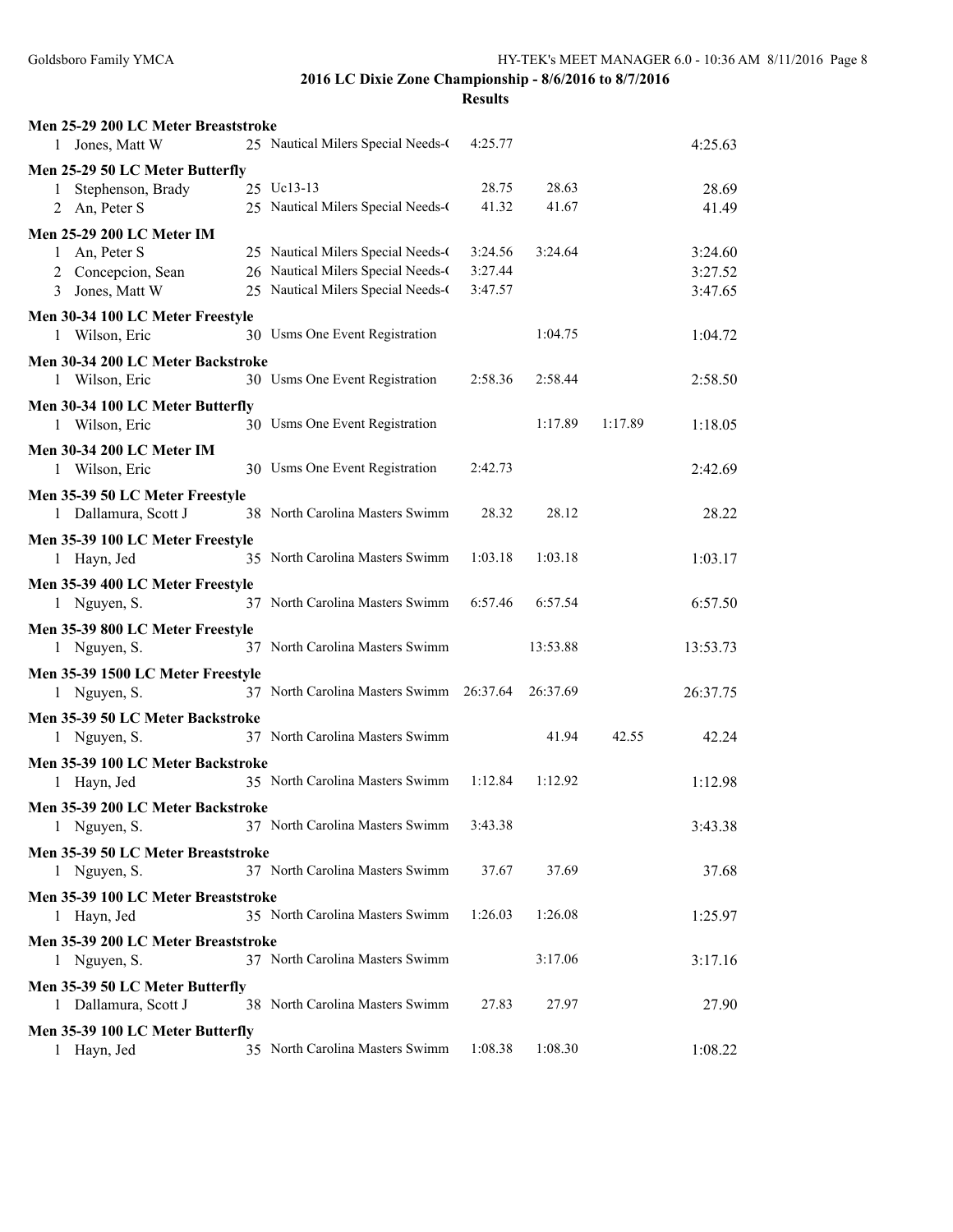## 2016 LC Dixie Zone Championship - 8/6/2016 to 8/7/2016

**Results**

**Men 25-29 200 LC Meter Breaststroke**

| | Name | Age | Team | | | | |
|---|---|---|---|---|---|---|---|
| 1 | Jones, Matt W | 25 | Nautical Milers Special Needs-( | 4:25.77 | | | 4:25.63 |

**Men 25-29 50 LC Meter Butterfly**

| | Name | Age | Team | | | | |
|---|---|---|---|---|---|---|---|
| 1 | Stephenson, Brady | 25 | Uc13-13 | 28.75 | 28.63 | | 28.69 |
| 2 | An, Peter S | 25 | Nautical Milers Special Needs-( | 41.32 | 41.67 | | 41.49 |

**Men 25-29 200 LC Meter IM**

| | Name | Age | Team | | | | |
|---|---|---|---|---|---|---|---|
| 1 | An, Peter S | 25 | Nautical Milers Special Needs-( | 3:24.56 | 3:24.64 | | 3:24.60 |
| 2 | Concepcion, Sean | 26 | Nautical Milers Special Needs-( | 3:27.44 | | | 3:27.52 |
| 3 | Jones, Matt W | 25 | Nautical Milers Special Needs-( | 3:47.57 | | | 3:47.65 |

**Men 30-34 100 LC Meter Freestyle**

| | Name | Age | Team | | | | |
|---|---|---|---|---|---|---|---|
| 1 | Wilson, Eric | 30 | Usms One Event Registration | | 1:04.75 | | 1:04.72 |

**Men 30-34 200 LC Meter Backstroke**

| | Name | Age | Team | | | | |
|---|---|---|---|---|---|---|---|
| 1 | Wilson, Eric | 30 | Usms One Event Registration | 2:58.36 | 2:58.44 | | 2:58.50 |

**Men 30-34 100 LC Meter Butterfly**

| | Name | Age | Team | | | | |
|---|---|---|---|---|---|---|---|
| 1 | Wilson, Eric | 30 | Usms One Event Registration | | 1:17.89 | 1:17.89 | 1:18.05 |

**Men 30-34 200 LC Meter IM**

| | Name | Age | Team | | | | |
|---|---|---|---|---|---|---|---|
| 1 | Wilson, Eric | 30 | Usms One Event Registration | 2:42.73 | | | 2:42.69 |

**Men 35-39 50 LC Meter Freestyle**

| | Name | Age | Team | | | | |
|---|---|---|---|---|---|---|---|
| 1 | Dallamura, Scott J | 38 | North Carolina Masters Swimm | 28.32 | 28.12 | | 28.22 |

**Men 35-39 100 LC Meter Freestyle**

| | Name | Age | Team | | | | |
|---|---|---|---|---|---|---|---|
| 1 | Hayn, Jed | 35 | North Carolina Masters Swimm | 1:03.18 | 1:03.18 | | 1:03.17 |

**Men 35-39 400 LC Meter Freestyle**

| | Name | Age | Team | | | | |
|---|---|---|---|---|---|---|---|
| 1 | Nguyen, S. | 37 | North Carolina Masters Swimm | 6:57.46 | 6:57.54 | | 6:57.50 |

**Men 35-39 800 LC Meter Freestyle**

| | Name | Age | Team | | | | |
|---|---|---|---|---|---|---|---|
| 1 | Nguyen, S. | 37 | North Carolina Masters Swimm | | 13:53.88 | | 13:53.73 |

**Men 35-39 1500 LC Meter Freestyle**

| | Name | Age | Team | | | | |
|---|---|---|---|---|---|---|---|
| 1 | Nguyen, S. | 37 | North Carolina Masters Swimm | 26:37.64 | 26:37.69 | | 26:37.75 |

**Men 35-39 50 LC Meter Backstroke**

| | Name | Age | Team | | | | |
|---|---|---|---|---|---|---|---|
| 1 | Nguyen, S. | 37 | North Carolina Masters Swimm | | 41.94 | 42.55 | 42.24 |

**Men 35-39 100 LC Meter Backstroke**

| | Name | Age | Team | | | | |
|---|---|---|---|---|---|---|---|
| 1 | Hayn, Jed | 35 | North Carolina Masters Swimm | 1:12.84 | 1:12.92 | | 1:12.98 |

**Men 35-39 200 LC Meter Backstroke**

| | Name | Age | Team | | | | |
|---|---|---|---|---|---|---|---|
| 1 | Nguyen, S. | 37 | North Carolina Masters Swimm | 3:43.38 | | | 3:43.38 |

**Men 35-39 50 LC Meter Breaststroke**

| | Name | Age | Team | | | | |
|---|---|---|---|---|---|---|---|
| 1 | Nguyen, S. | 37 | North Carolina Masters Swimm | 37.67 | 37.69 | | 37.68 |

**Men 35-39 100 LC Meter Breaststroke**

| | Name | Age | Team | | | | |
|---|---|---|---|---|---|---|---|
| 1 | Hayn, Jed | 35 | North Carolina Masters Swimm | 1:26.03 | 1:26.08 | | 1:25.97 |

**Men 35-39 200 LC Meter Breaststroke**

| | Name | Age | Team | | | | |
|---|---|---|---|---|---|---|---|
| 1 | Nguyen, S. | 37 | North Carolina Masters Swimm | | 3:17.06 | | 3:17.16 |

**Men 35-39 50 LC Meter Butterfly**

| | Name | Age | Team | | | | |
|---|---|---|---|---|---|---|---|
| 1 | Dallamura, Scott J | 38 | North Carolina Masters Swimm | 27.83 | 27.97 | | 27.90 |

**Men 35-39 100 LC Meter Butterfly**

| | Name | Age | Team | | | | |
|---|---|---|---|---|---|---|---|
| 1 | Hayn, Jed | 35 | North Carolina Masters Swimm | 1:08.38 | 1:08.30 | | 1:08.22 |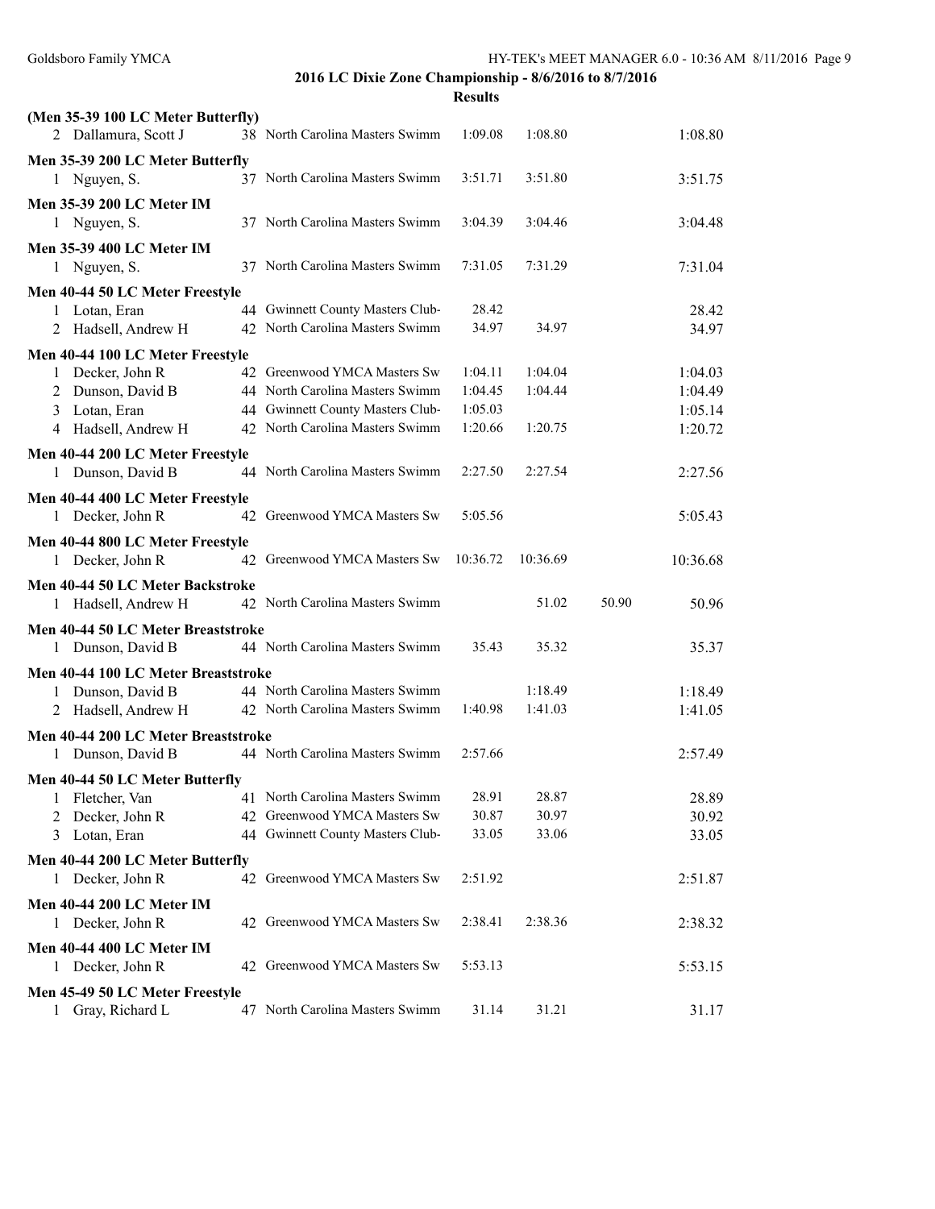## 2016 LC Dixie Zone Championship - 8/6/2016 to 8/7/2016

### Results

**(Men 35-39 100 LC Meter Butterfly)**

| Place | Name | Age | Team | | | | |
|---|---|---|---|---|---|---|---|
| 2 | Dallamura, Scott J | 38 | North Carolina Masters Swimm | 1:09.08 | 1:08.80 | | 1:08.80 |

**Men 35-39 200 LC Meter Butterfly**

| Place | Name | Age | Team | | | | |
|---|---|---|---|---|---|---|---|
| 1 | Nguyen, S. | 37 | North Carolina Masters Swimm | 3:51.71 | 3:51.80 | | 3:51.75 |

**Men 35-39 200 LC Meter IM**

| Place | Name | Age | Team | | | | |
|---|---|---|---|---|---|---|---|
| 1 | Nguyen, S. | 37 | North Carolina Masters Swimm | 3:04.39 | 3:04.46 | | 3:04.48 |

**Men 35-39 400 LC Meter IM**

| Place | Name | Age | Team | | | | |
|---|---|---|---|---|---|---|---|
| 1 | Nguyen, S. | 37 | North Carolina Masters Swimm | 7:31.05 | 7:31.29 | | 7:31.04 |

**Men 40-44 50 LC Meter Freestyle**

| Place | Name | Age | Team | | | | |
|---|---|---|---|---|---|---|---|
| 1 | Lotan, Eran | 44 | Gwinnett County Masters Club- | 28.42 | | | 28.42 |
| 2 | Hadsell, Andrew H | 42 | North Carolina Masters Swimm | 34.97 | 34.97 | | 34.97 |

**Men 40-44 100 LC Meter Freestyle**

| Place | Name | Age | Team | | | | |
|---|---|---|---|---|---|---|---|
| 1 | Decker, John R | 42 | Greenwood YMCA Masters Sw | 1:04.11 | 1:04.04 | | 1:04.03 |
| 2 | Dunson, David B | 44 | North Carolina Masters Swimm | 1:04.45 | 1:04.44 | | 1:04.49 |
| 3 | Lotan, Eran | 44 | Gwinnett County Masters Club- | 1:05.03 | | | 1:05.14 |
| 4 | Hadsell, Andrew H | 42 | North Carolina Masters Swimm | 1:20.66 | 1:20.75 | | 1:20.72 |

**Men 40-44 200 LC Meter Freestyle**

| Place | Name | Age | Team | | | | |
|---|---|---|---|---|---|---|---|
| 1 | Dunson, David B | 44 | North Carolina Masters Swimm | 2:27.50 | 2:27.54 | | 2:27.56 |

**Men 40-44 400 LC Meter Freestyle**

| Place | Name | Age | Team | | | | |
|---|---|---|---|---|---|---|---|
| 1 | Decker, John R | 42 | Greenwood YMCA Masters Sw | 5:05.56 | | | 5:05.43 |

**Men 40-44 800 LC Meter Freestyle**

| Place | Name | Age | Team | | | | |
|---|---|---|---|---|---|---|---|
| 1 | Decker, John R | 42 | Greenwood YMCA Masters Sw | 10:36.72 | 10:36.69 | | 10:36.68 |

**Men 40-44 50 LC Meter Backstroke**

| Place | Name | Age | Team | | | | |
|---|---|---|---|---|---|---|---|
| 1 | Hadsell, Andrew H | 42 | North Carolina Masters Swimm | | 51.02 | 50.90 | 50.96 |

**Men 40-44 50 LC Meter Breaststroke**

| Place | Name | Age | Team | | | | |
|---|---|---|---|---|---|---|---|
| 1 | Dunson, David B | 44 | North Carolina Masters Swimm | 35.43 | 35.32 | | 35.37 |

**Men 40-44 100 LC Meter Breaststroke**

| Place | Name | Age | Team | | | | |
|---|---|---|---|---|---|---|---|
| 1 | Dunson, David B | 44 | North Carolina Masters Swimm | | 1:18.49 | | 1:18.49 |
| 2 | Hadsell, Andrew H | 42 | North Carolina Masters Swimm | 1:40.98 | 1:41.03 | | 1:41.05 |

**Men 40-44 200 LC Meter Breaststroke**

| Place | Name | Age | Team | | | | |
|---|---|---|---|---|---|---|---|
| 1 | Dunson, David B | 44 | North Carolina Masters Swimm | 2:57.66 | | | 2:57.49 |

**Men 40-44 50 LC Meter Butterfly**

| Place | Name | Age | Team | | | | |
|---|---|---|---|---|---|---|---|
| 1 | Fletcher, Van | 41 | North Carolina Masters Swimm | 28.91 | 28.87 | | 28.89 |
| 2 | Decker, John R | 42 | Greenwood YMCA Masters Sw | 30.87 | 30.97 | | 30.92 |
| 3 | Lotan, Eran | 44 | Gwinnett County Masters Club- | 33.05 | 33.06 | | 33.05 |

**Men 40-44 200 LC Meter Butterfly**

| Place | Name | Age | Team | | | | |
|---|---|---|---|---|---|---|---|
| 1 | Decker, John R | 42 | Greenwood YMCA Masters Sw | 2:51.92 | | | 2:51.87 |

**Men 40-44 200 LC Meter IM**

| Place | Name | Age | Team | | | | |
|---|---|---|---|---|---|---|---|
| 1 | Decker, John R | 42 | Greenwood YMCA Masters Sw | 2:38.41 | 2:38.36 | | 2:38.32 |

**Men 40-44 400 LC Meter IM**

| Place | Name | Age | Team | | | | |
|---|---|---|---|---|---|---|---|
| 1 | Decker, John R | 42 | Greenwood YMCA Masters Sw | 5:53.13 | | | 5:53.15 |

**Men 45-49 50 LC Meter Freestyle**

| Place | Name | Age | Team | | | | |
|---|---|---|---|---|---|---|---|
| 1 | Gray, Richard L | 47 | North Carolina Masters Swimm | 31.14 | 31.21 | | 31.17 |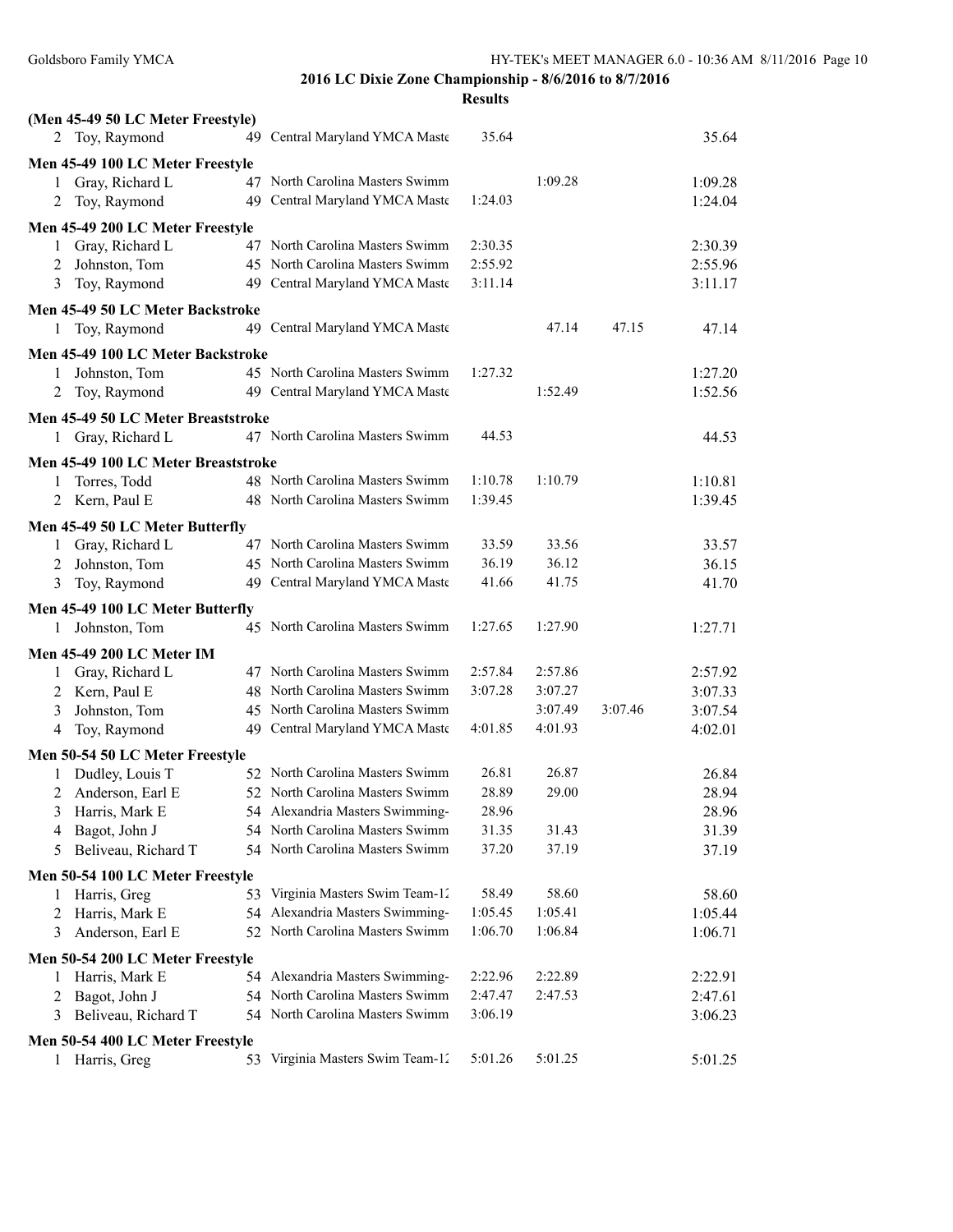## 2016 LC Dixie Zone Championship - 8/6/2016 to 8/7/2016

### Results

**(Men 45-49 50 LC Meter Freestyle)**

| Place | Name | Age | Team | | | | Time |
|---|---|---|---|---|---|---|---|
| 2 | Toy, Raymond | 49 | Central Maryland YMCA Maste | 35.64 | | | 35.64 |

**Men 45-49 100 LC Meter Freestyle**

| Place | Name | Age | Team | | | | Time |
|---|---|---|---|---|---|---|---|
| 1 | Gray, Richard L | 47 | North Carolina Masters Swimm | | 1:09.28 | | 1:09.28 |
| 2 | Toy, Raymond | 49 | Central Maryland YMCA Maste | 1:24.03 | | | 1:24.04 |

**Men 45-49 200 LC Meter Freestyle**

| Place | Name | Age | Team | | | | Time |
|---|---|---|---|---|---|---|---|
| 1 | Gray, Richard L | 47 | North Carolina Masters Swimm | 2:30.35 | | | 2:30.39 |
| 2 | Johnston, Tom | 45 | North Carolina Masters Swimm | 2:55.92 | | | 2:55.96 |
| 3 | Toy, Raymond | 49 | Central Maryland YMCA Maste | 3:11.14 | | | 3:11.17 |

**Men 45-49 50 LC Meter Backstroke**

| Place | Name | Age | Team | | | | Time |
|---|---|---|---|---|---|---|---|
| 1 | Toy, Raymond | 49 | Central Maryland YMCA Maste | | 47.14 | 47.15 | 47.14 |

**Men 45-49 100 LC Meter Backstroke**

| Place | Name | Age | Team | | | | Time |
|---|---|---|---|---|---|---|---|
| 1 | Johnston, Tom | 45 | North Carolina Masters Swimm | 1:27.32 | | | 1:27.20 |
| 2 | Toy, Raymond | 49 | Central Maryland YMCA Maste | | 1:52.49 | | 1:52.56 |

**Men 45-49 50 LC Meter Breaststroke**

| Place | Name | Age | Team | | | | Time |
|---|---|---|---|---|---|---|---|
| 1 | Gray, Richard L | 47 | North Carolina Masters Swimm | 44.53 | | | 44.53 |

**Men 45-49 100 LC Meter Breaststroke**

| Place | Name | Age | Team | | | | Time |
|---|---|---|---|---|---|---|---|
| 1 | Torres, Todd | 48 | North Carolina Masters Swimm | 1:10.78 | 1:10.79 | | 1:10.81 |
| 2 | Kern, Paul E | 48 | North Carolina Masters Swimm | 1:39.45 | | | 1:39.45 |

**Men 45-49 50 LC Meter Butterfly**

| Place | Name | Age | Team | | | | Time |
|---|---|---|---|---|---|---|---|
| 1 | Gray, Richard L | 47 | North Carolina Masters Swimm | 33.59 | 33.56 | | 33.57 |
| 2 | Johnston, Tom | 45 | North Carolina Masters Swimm | 36.19 | 36.12 | | 36.15 |
| 3 | Toy, Raymond | 49 | Central Maryland YMCA Maste | 41.66 | 41.75 | | 41.70 |

**Men 45-49 100 LC Meter Butterfly**

| Place | Name | Age | Team | | | | Time |
|---|---|---|---|---|---|---|---|
| 1 | Johnston, Tom | 45 | North Carolina Masters Swimm | 1:27.65 | 1:27.90 | | 1:27.71 |

**Men 45-49 200 LC Meter IM**

| Place | Name | Age | Team | | | | Time |
|---|---|---|---|---|---|---|---|
| 1 | Gray, Richard L | 47 | North Carolina Masters Swimm | 2:57.84 | 2:57.86 | | 2:57.92 |
| 2 | Kern, Paul E | 48 | North Carolina Masters Swimm | 3:07.28 | 3:07.27 | | 3:07.33 |
| 3 | Johnston, Tom | 45 | North Carolina Masters Swimm | | 3:07.49 | 3:07.46 | 3:07.54 |
| 4 | Toy, Raymond | 49 | Central Maryland YMCA Maste | 4:01.85 | 4:01.93 | | 4:02.01 |

**Men 50-54 50 LC Meter Freestyle**

| Place | Name | Age | Team | | | | Time |
|---|---|---|---|---|---|---|---|
| 1 | Dudley, Louis T | 52 | North Carolina Masters Swimm | 26.81 | 26.87 | | 26.84 |
| 2 | Anderson, Earl E | 52 | North Carolina Masters Swimm | 28.89 | 29.00 | | 28.94 |
| 3 | Harris, Mark E | 54 | Alexandria Masters Swimming- | 28.96 | | | 28.96 |
| 4 | Bagot, John J | 54 | North Carolina Masters Swimm | 31.35 | 31.43 | | 31.39 |
| 5 | Beliveau, Richard T | 54 | North Carolina Masters Swimm | 37.20 | 37.19 | | 37.19 |

**Men 50-54 100 LC Meter Freestyle**

| Place | Name | Age | Team | | | | Time |
|---|---|---|---|---|---|---|---|
| 1 | Harris, Greg | 53 | Virginia Masters Swim Team-12 | 58.49 | 58.60 | | 58.60 |
| 2 | Harris, Mark E | 54 | Alexandria Masters Swimming- | 1:05.45 | 1:05.41 | | 1:05.44 |
| 3 | Anderson, Earl E | 52 | North Carolina Masters Swimm | 1:06.70 | 1:06.84 | | 1:06.71 |

**Men 50-54 200 LC Meter Freestyle**

| Place | Name | Age | Team | | | | Time |
|---|---|---|---|---|---|---|---|
| 1 | Harris, Mark E | 54 | Alexandria Masters Swimming- | 2:22.96 | 2:22.89 | | 2:22.91 |
| 2 | Bagot, John J | 54 | North Carolina Masters Swimm | 2:47.47 | 2:47.53 | | 2:47.61 |
| 3 | Beliveau, Richard T | 54 | North Carolina Masters Swimm | 3:06.19 | | | 3:06.23 |

**Men 50-54 400 LC Meter Freestyle**

| Place | Name | Age | Team | | | | Time |
|---|---|---|---|---|---|---|---|
| 1 | Harris, Greg | 53 | Virginia Masters Swim Team-12 | 5:01.26 | 5:01.25 | | 5:01.25 |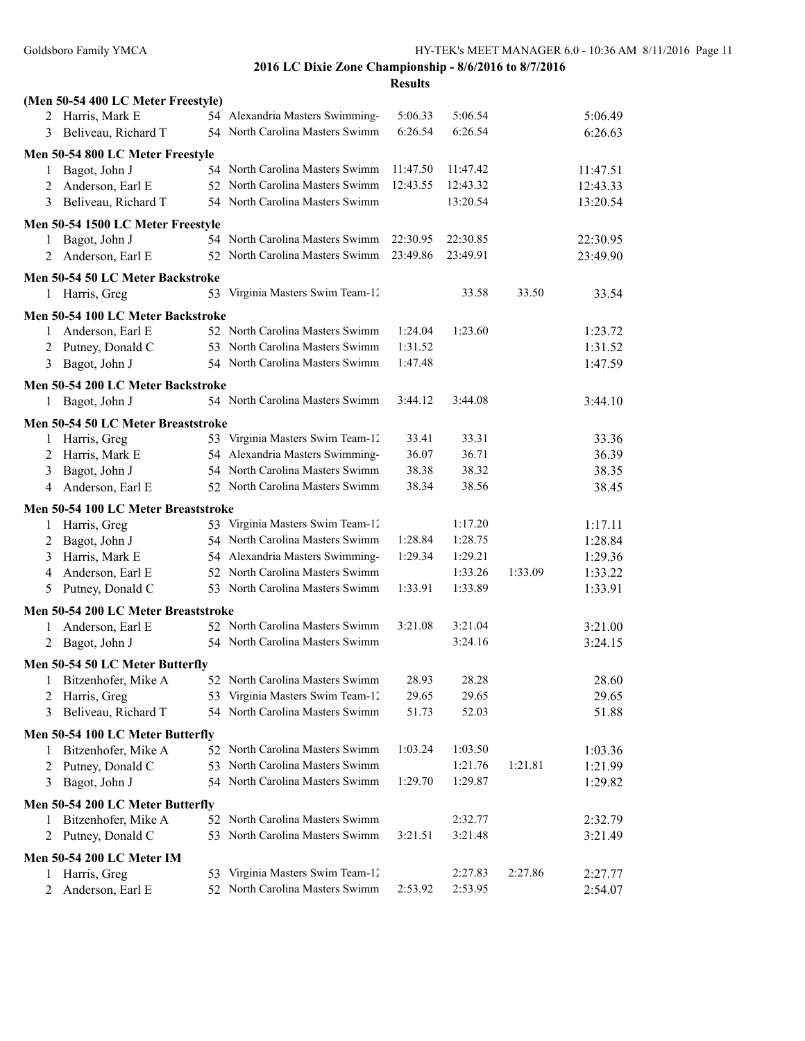## 2016 LC Dixie Zone Championship - 8/6/2016 to 8/7/2016

### Results

**(Men 50-54 400 LC Meter Freestyle)**

| Place | Name | Age | Team | | | | |
|---|---|---|---|---|---|---|---|
| 2 | Harris, Mark E | 54 | Alexandria Masters Swimming- | 5:06.33 | 5:06.54 | | 5:06.49 |
| 3 | Beliveau, Richard T | 54 | North Carolina Masters Swimm | 6:26.54 | 6:26.54 | | 6:26.63 |

**Men 50-54 800 LC Meter Freestyle**

| Place | Name | Age | Team | | | | |
|---|---|---|---|---|---|---|---|
| 1 | Bagot, John J | 54 | North Carolina Masters Swimm | 11:47.50 | 11:47.42 | | 11:47.51 |
| 2 | Anderson, Earl E | 52 | North Carolina Masters Swimm | 12:43.55 | 12:43.32 | | 12:43.33 |
| 3 | Beliveau, Richard T | 54 | North Carolina Masters Swimm | | 13:20.54 | | 13:20.54 |

**Men 50-54 1500 LC Meter Freestyle**

| Place | Name | Age | Team | | | | |
|---|---|---|---|---|---|---|---|
| 1 | Bagot, John J | 54 | North Carolina Masters Swimm | 22:30.95 | 22:30.85 | | 22:30.95 |
| 2 | Anderson, Earl E | 52 | North Carolina Masters Swimm | 23:49.86 | 23:49.91 | | 23:49.90 |

**Men 50-54 50 LC Meter Backstroke**

| Place | Name | Age | Team | | | | |
|---|---|---|---|---|---|---|---|
| 1 | Harris, Greg | 53 | Virginia Masters Swim Team-12 | | 33.58 | 33.50 | 33.54 |

**Men 50-54 100 LC Meter Backstroke**

| Place | Name | Age | Team | | | | |
|---|---|---|---|---|---|---|---|
| 1 | Anderson, Earl E | 52 | North Carolina Masters Swimm | 1:24.04 | 1:23.60 | | 1:23.72 |
| 2 | Putney, Donald C | 53 | North Carolina Masters Swimm | 1:31.52 | | | 1:31.52 |
| 3 | Bagot, John J | 54 | North Carolina Masters Swimm | 1:47.48 | | | 1:47.59 |

**Men 50-54 200 LC Meter Backstroke**

| Place | Name | Age | Team | | | | |
|---|---|---|---|---|---|---|---|
| 1 | Bagot, John J | 54 | North Carolina Masters Swimm | 3:44.12 | 3:44.08 | | 3:44.10 |

**Men 50-54 50 LC Meter Breaststroke**

| Place | Name | Age | Team | | | | |
|---|---|---|---|---|---|---|---|
| 1 | Harris, Greg | 53 | Virginia Masters Swim Team-12 | 33.41 | 33.31 | | 33.36 |
| 2 | Harris, Mark E | 54 | Alexandria Masters Swimming- | 36.07 | 36.71 | | 36.39 |
| 3 | Bagot, John J | 54 | North Carolina Masters Swimm | 38.38 | 38.32 | | 38.35 |
| 4 | Anderson, Earl E | 52 | North Carolina Masters Swimm | 38.34 | 38.56 | | 38.45 |

**Men 50-54 100 LC Meter Breaststroke**

| Place | Name | Age | Team | | | | |
|---|---|---|---|---|---|---|---|
| 1 | Harris, Greg | 53 | Virginia Masters Swim Team-12 | | 1:17.20 | | 1:17.11 |
| 2 | Bagot, John J | 54 | North Carolina Masters Swimm | 1:28.84 | 1:28.75 | | 1:28.84 |
| 3 | Harris, Mark E | 54 | Alexandria Masters Swimming- | 1:29.34 | 1:29.21 | | 1:29.36 |
| 4 | Anderson, Earl E | 52 | North Carolina Masters Swimm | | 1:33.26 | 1:33.09 | 1:33.22 |
| 5 | Putney, Donald C | 53 | North Carolina Masters Swimm | 1:33.91 | 1:33.89 | | 1:33.91 |

**Men 50-54 200 LC Meter Breaststroke**

| Place | Name | Age | Team | | | | |
|---|---|---|---|---|---|---|---|
| 1 | Anderson, Earl E | 52 | North Carolina Masters Swimm | 3:21.08 | 3:21.04 | | 3:21.00 |
| 2 | Bagot, John J | 54 | North Carolina Masters Swimm | | 3:24.16 | | 3:24.15 |

**Men 50-54 50 LC Meter Butterfly**

| Place | Name | Age | Team | | | | |
|---|---|---|---|---|---|---|---|
| 1 | Bitzenhofer, Mike A | 52 | North Carolina Masters Swimm | 28.93 | 28.28 | | 28.60 |
| 2 | Harris, Greg | 53 | Virginia Masters Swim Team-12 | 29.65 | 29.65 | | 29.65 |
| 3 | Beliveau, Richard T | 54 | North Carolina Masters Swimm | 51.73 | 52.03 | | 51.88 |

**Men 50-54 100 LC Meter Butterfly**

| Place | Name | Age | Team | | | | |
|---|---|---|---|---|---|---|---|
| 1 | Bitzenhofer, Mike A | 52 | North Carolina Masters Swimm | 1:03.24 | 1:03.50 | | 1:03.36 |
| 2 | Putney, Donald C | 53 | North Carolina Masters Swimm | | 1:21.76 | 1:21.81 | 1:21.99 |
| 3 | Bagot, John J | 54 | North Carolina Masters Swimm | 1:29.70 | 1:29.87 | | 1:29.82 |

**Men 50-54 200 LC Meter Butterfly**

| Place | Name | Age | Team | | | | |
|---|---|---|---|---|---|---|---|
| 1 | Bitzenhofer, Mike A | 52 | North Carolina Masters Swimm | | 2:32.77 | | 2:32.79 |
| 2 | Putney, Donald C | 53 | North Carolina Masters Swimm | 3:21.51 | 3:21.48 | | 3:21.49 |

**Men 50-54 200 LC Meter IM**

| Place | Name | Age | Team | | | | |
|---|---|---|---|---|---|---|---|
| 1 | Harris, Greg | 53 | Virginia Masters Swim Team-12 | | 2:27.83 | 2:27.86 | 2:27.77 |
| 2 | Anderson, Earl E | 52 | North Carolina Masters Swimm | 2:53.92 | 2:53.95 | | 2:54.07 |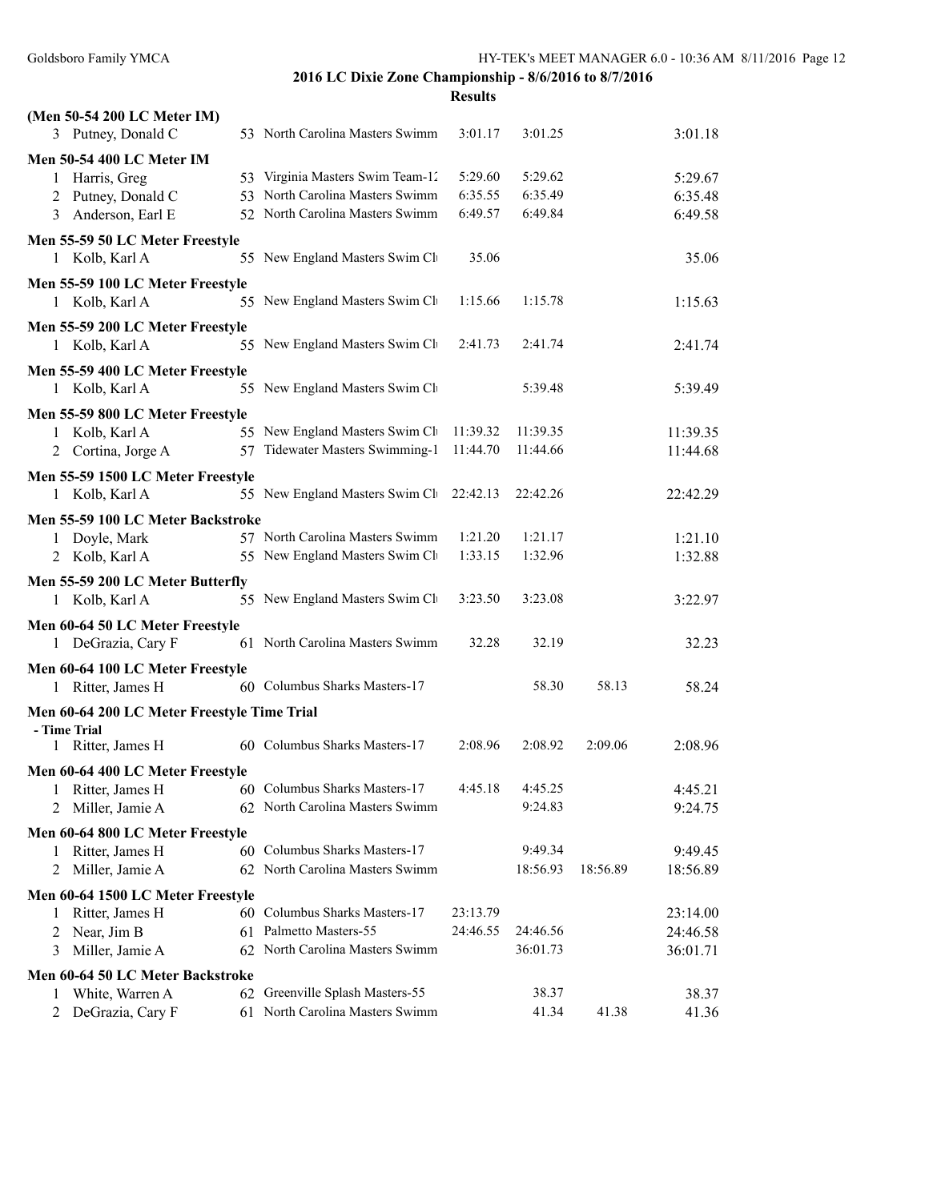**2016 LC Dixie Zone Championship - 8/6/2016 to 8/7/2016**

**Results**

**(Men 50-54 200 LC Meter IM)**

| Place | Name | Age | Team | | | | Time |
|---|---|---|---|---|---|---|---|
| 3 | Putney, Donald C | 53 | North Carolina Masters Swimm | 3:01.17 | 3:01.25 | | 3:01.18 |

**Men 50-54 400 LC Meter IM**

| Place | Name | Age | Team | | | | Time |
|---|---|---|---|---|---|---|---|
| 1 | Harris, Greg | 53 | Virginia Masters Swim Team-12 | 5:29.60 | 5:29.62 | | 5:29.67 |
| 2 | Putney, Donald C | 53 | North Carolina Masters Swimm | 6:35.55 | 6:35.49 | | 6:35.48 |
| 3 | Anderson, Earl E | 52 | North Carolina Masters Swimm | 6:49.57 | 6:49.84 | | 6:49.58 |

**Men 55-59 50 LC Meter Freestyle**

| Place | Name | Age | Team | | | | Time |
|---|---|---|---|---|---|---|---|
| 1 | Kolb, Karl A | 55 | New England Masters Swim Cl | 35.06 | | | 35.06 |

**Men 55-59 100 LC Meter Freestyle**

| Place | Name | Age | Team | | | | Time |
|---|---|---|---|---|---|---|---|
| 1 | Kolb, Karl A | 55 | New England Masters Swim Cl | 1:15.66 | 1:15.78 | | 1:15.63 |

**Men 55-59 200 LC Meter Freestyle**

| Place | Name | Age | Team | | | | Time |
|---|---|---|---|---|---|---|---|
| 1 | Kolb, Karl A | 55 | New England Masters Swim Cl | 2:41.73 | 2:41.74 | | 2:41.74 |

**Men 55-59 400 LC Meter Freestyle**

| Place | Name | Age | Team | | | | Time |
|---|---|---|---|---|---|---|---|
| 1 | Kolb, Karl A | 55 | New England Masters Swim Cl | | 5:39.48 | | 5:39.49 |

**Men 55-59 800 LC Meter Freestyle**

| Place | Name | Age | Team | | | | Time |
|---|---|---|---|---|---|---|---|
| 1 | Kolb, Karl A | 55 | New England Masters Swim Cl | 11:39.32 | 11:39.35 | | 11:39.35 |
| 2 | Cortina, Jorge A | 57 | Tidewater Masters Swimming-1 | 11:44.70 | 11:44.66 | | 11:44.68 |

**Men 55-59 1500 LC Meter Freestyle**

| Place | Name | Age | Team | | | | Time |
|---|---|---|---|---|---|---|---|
| 1 | Kolb, Karl A | 55 | New England Masters Swim Cl | 22:42.13 | 22:42.26 | | 22:42.29 |

**Men 55-59 100 LC Meter Backstroke**

| Place | Name | Age | Team | | | | Time |
|---|---|---|---|---|---|---|---|
| 1 | Doyle, Mark | 57 | North Carolina Masters Swimm | 1:21.20 | 1:21.17 | | 1:21.10 |
| 2 | Kolb, Karl A | 55 | New England Masters Swim Cl | 1:33.15 | 1:32.96 | | 1:32.88 |

**Men 55-59 200 LC Meter Butterfly**

| Place | Name | Age | Team | | | | Time |
|---|---|---|---|---|---|---|---|
| 1 | Kolb, Karl A | 55 | New England Masters Swim Cl | 3:23.50 | 3:23.08 | | 3:22.97 |

**Men 60-64 50 LC Meter Freestyle**

| Place | Name | Age | Team | | | | Time |
|---|---|---|---|---|---|---|---|
| 1 | DeGrazia, Cary F | 61 | North Carolina Masters Swimm | 32.28 | 32.19 | | 32.23 |

**Men 60-64 100 LC Meter Freestyle**

| Place | Name | Age | Team | | | | Time |
|---|---|---|---|---|---|---|---|
| 1 | Ritter, James H | 60 | Columbus Sharks Masters-17 | | 58.30 | 58.13 | 58.24 |

**Men 60-64 200 LC Meter Freestyle Time Trial**

**- Time Trial**

| Place | Name | Age | Team | | | | Time |
|---|---|---|---|---|---|---|---|
| 1 | Ritter, James H | 60 | Columbus Sharks Masters-17 | 2:08.96 | 2:08.92 | 2:09.06 | 2:08.96 |

**Men 60-64 400 LC Meter Freestyle**

| Place | Name | Age | Team | | | | Time |
|---|---|---|---|---|---|---|---|
| 1 | Ritter, James H | 60 | Columbus Sharks Masters-17 | 4:45.18 | 4:45.25 | | 4:45.21 |
| 2 | Miller, Jamie A | 62 | North Carolina Masters Swimm | | 9:24.83 | | 9:24.75 |

**Men 60-64 800 LC Meter Freestyle**

| Place | Name | Age | Team | | | | Time |
|---|---|---|---|---|---|---|---|
| 1 | Ritter, James H | 60 | Columbus Sharks Masters-17 | | 9:49.34 | | 9:49.45 |
| 2 | Miller, Jamie A | 62 | North Carolina Masters Swimm | | 18:56.93 | 18:56.89 | 18:56.89 |

**Men 60-64 1500 LC Meter Freestyle**

| Place | Name | Age | Team | | | | Time |
|---|---|---|---|---|---|---|---|
| 1 | Ritter, James H | 60 | Columbus Sharks Masters-17 | 23:13.79 | | | 23:14.00 |
| 2 | Near, Jim B | 61 | Palmetto Masters-55 | 24:46.55 | 24:46.56 | | 24:46.58 |
| 3 | Miller, Jamie A | 62 | North Carolina Masters Swimm | | 36:01.73 | | 36:01.71 |

**Men 60-64 50 LC Meter Backstroke**

| Place | Name | Age | Team | | | | Time |
|---|---|---|---|---|---|---|---|
| 1 | White, Warren A | 62 | Greenville Splash Masters-55 | | 38.37 | | 38.37 |
| 2 | DeGrazia, Cary F | 61 | North Carolina Masters Swimm | | 41.34 | 41.38 | 41.36 |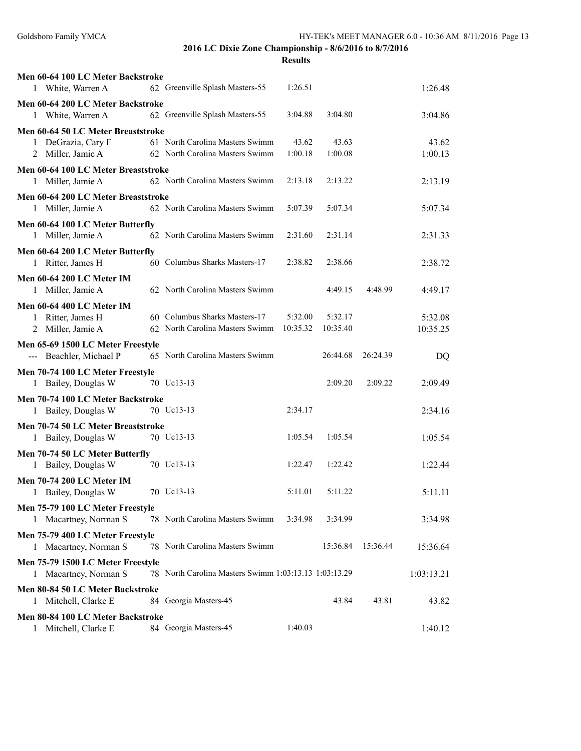**2016 LC Dixie Zone Championship - 8/6/2016 to 8/7/2016**

**Results**

**Men 60-64 100 LC Meter Backstroke**

| Place | Name | Age | Team | | | | Time |
|---|---|---|---|---|---|---|---|
| 1 | White, Warren A | 62 | Greenville Splash Masters-55 | 1:26.51 | | | 1:26.48 |

**Men 60-64 200 LC Meter Backstroke**

| Place | Name | Age | Team | | | | Time |
|---|---|---|---|---|---|---|---|
| 1 | White, Warren A | 62 | Greenville Splash Masters-55 | 3:04.88 | 3:04.80 | | 3:04.86 |

**Men 60-64 50 LC Meter Breaststroke**

| Place | Name | Age | Team | | | | Time |
|---|---|---|---|---|---|---|---|
| 1 | DeGrazia, Cary F | 61 | North Carolina Masters Swimm | 43.62 | 43.63 | | 43.62 |
| 2 | Miller, Jamie A | 62 | North Carolina Masters Swimm | 1:00.18 | 1:00.08 | | 1:00.13 |

**Men 60-64 100 LC Meter Breaststroke**

| Place | Name | Age | Team | | | | Time |
|---|---|---|---|---|---|---|---|
| 1 | Miller, Jamie A | 62 | North Carolina Masters Swimm | 2:13.18 | 2:13.22 | | 2:13.19 |

**Men 60-64 200 LC Meter Breaststroke**

| Place | Name | Age | Team | | | | Time |
|---|---|---|---|---|---|---|---|
| 1 | Miller, Jamie A | 62 | North Carolina Masters Swimm | 5:07.39 | 5:07.34 | | 5:07.34 |

**Men 60-64 100 LC Meter Butterfly**

| Place | Name | Age | Team | | | | Time |
|---|---|---|---|---|---|---|---|
| 1 | Miller, Jamie A | 62 | North Carolina Masters Swimm | 2:31.60 | 2:31.14 | | 2:31.33 |

**Men 60-64 200 LC Meter Butterfly**

| Place | Name | Age | Team | | | | Time |
|---|---|---|---|---|---|---|---|
| 1 | Ritter, James H | 60 | Columbus Sharks Masters-17 | 2:38.82 | 2:38.66 | | 2:38.72 |

**Men 60-64 200 LC Meter IM**

| Place | Name | Age | Team | | | | Time |
|---|---|---|---|---|---|---|---|
| 1 | Miller, Jamie A | 62 | North Carolina Masters Swimm | | 4:49.15 | 4:48.99 | 4:49.17 |

**Men 60-64 400 LC Meter IM**

| Place | Name | Age | Team | | | | Time |
|---|---|---|---|---|---|---|---|
| 1 | Ritter, James H | 60 | Columbus Sharks Masters-17 | 5:32.00 | 5:32.17 | | 5:32.08 |
| 2 | Miller, Jamie A | 62 | North Carolina Masters Swimm | 10:35.32 | 10:35.40 | | 10:35.25 |

**Men 65-69 1500 LC Meter Freestyle**

| Place | Name | Age | Team | | | | Time |
|---|---|---|---|---|---|---|---|
| --- | Beachler, Michael P | 65 | North Carolina Masters Swimm | | 26:44.68 | 26:24.39 | DQ |

**Men 70-74 100 LC Meter Freestyle**

| Place | Name | Age | Team | | | | Time |
|---|---|---|---|---|---|---|---|
| 1 | Bailey, Douglas W | 70 | Uc13-13 | | 2:09.20 | 2:09.22 | 2:09.49 |

**Men 70-74 100 LC Meter Backstroke**

| Place | Name | Age | Team | | | | Time |
|---|---|---|---|---|---|---|---|
| 1 | Bailey, Douglas W | 70 | Uc13-13 | 2:34.17 | | | 2:34.16 |

**Men 70-74 50 LC Meter Breaststroke**

| Place | Name | Age | Team | | | | Time |
|---|---|---|---|---|---|---|---|
| 1 | Bailey, Douglas W | 70 | Uc13-13 | 1:05.54 | 1:05.54 | | 1:05.54 |

**Men 70-74 50 LC Meter Butterfly**

| Place | Name | Age | Team | | | | Time |
|---|---|---|---|---|---|---|---|
| 1 | Bailey, Douglas W | 70 | Uc13-13 | 1:22.47 | 1:22.42 | | 1:22.44 |

**Men 70-74 200 LC Meter IM**

| Place | Name | Age | Team | | | | Time |
|---|---|---|---|---|---|---|---|
| 1 | Bailey, Douglas W | 70 | Uc13-13 | 5:11.01 | 5:11.22 | | 5:11.11 |

**Men 75-79 100 LC Meter Freestyle**

| Place | Name | Age | Team | | | | Time |
|---|---|---|---|---|---|---|---|
| 1 | Macartney, Norman S | 78 | North Carolina Masters Swimm | 3:34.98 | 3:34.99 | | 3:34.98 |

**Men 75-79 400 LC Meter Freestyle**

| Place | Name | Age | Team | | | | Time |
|---|---|---|---|---|---|---|---|
| 1 | Macartney, Norman S | 78 | North Carolina Masters Swimm | | 15:36.84 | 15:36.44 | 15:36.64 |

**Men 75-79 1500 LC Meter Freestyle**

| Place | Name | Age | Team | | | | Time |
|---|---|---|---|---|---|---|---|
| 1 | Macartney, Norman S | 78 | North Carolina Masters Swimm | 1:03:13.13 | 1:03:13.29 | | 1:03:13.21 |

**Men 80-84 50 LC Meter Backstroke**

| Place | Name | Age | Team | | | | Time |
|---|---|---|---|---|---|---|---|
| 1 | Mitchell, Clarke E | 84 | Georgia Masters-45 | | 43.84 | 43.81 | 43.82 |

**Men 80-84 100 LC Meter Backstroke**

| Place | Name | Age | Team | | | | Time |
|---|---|---|---|---|---|---|---|
| 1 | Mitchell, Clarke E | 84 | Georgia Masters-45 | 1:40.03 | | | 1:40.12 |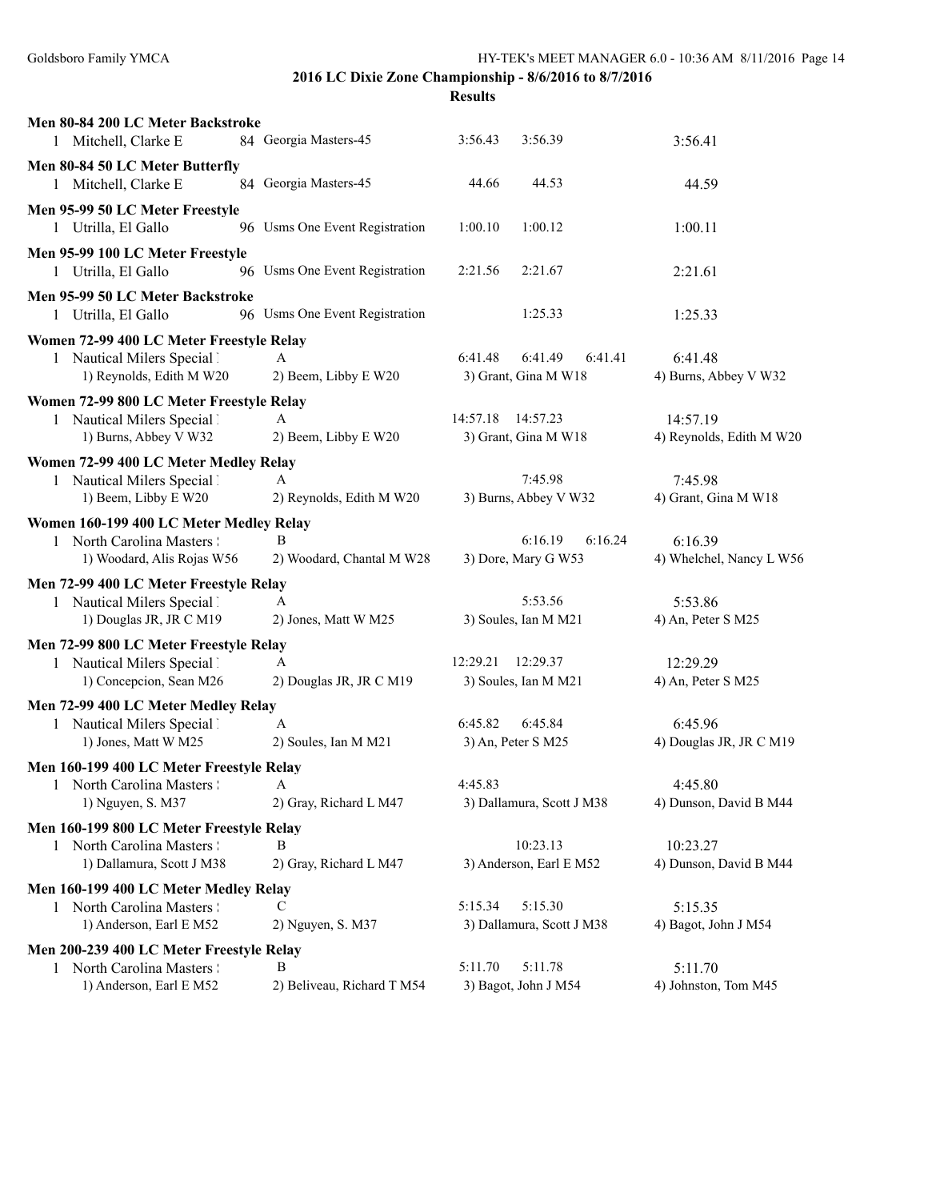**2016 LC Dixie Zone Championship - 8/6/2016 to 8/7/2016**

**Results**

**Men 80-84 200 LC Meter Backstroke**

1 Mitchell, Clarke E 84 Georgia Masters-45 3:56.43 3:56.39 3:56.41

**Men 80-84 50 LC Meter Butterfly**

1 Mitchell, Clarke E 84 Georgia Masters-45 44.66 44.53 44.59

**Men 95-99 50 LC Meter Freestyle**

1 Utrilla, El Gallo 96 Usms One Event Registration 1:00.10 1:00.12 1:00.11

**Men 95-99 100 LC Meter Freestyle**

1 Utrilla, El Gallo 96 Usms One Event Registration 2:21.56 2:21.67 2:21.61

**Men 95-99 50 LC Meter Backstroke**

1 Utrilla, El Gallo 96 Usms One Event Registration 1:25.33 1:25.33

**Women 72-99 400 LC Meter Freestyle Relay**

1 Nautical Milers Special A 6:41.48 6:41.49 6:41.41 6:41.48
1) Reynolds, Edith M W20 2) Beem, Libby E W20 3) Grant, Gina M W18 4) Burns, Abbey V W32

**Women 72-99 800 LC Meter Freestyle Relay**

1 Nautical Milers Special A 14:57.18 14:57.23 14:57.19
1) Burns, Abbey V W32 2) Beem, Libby E W20 3) Grant, Gina M W18 4) Reynolds, Edith M W20

**Women 72-99 400 LC Meter Medley Relay**

1 Nautical Milers Special A 7:45.98 7:45.98
1) Beem, Libby E W20 2) Reynolds, Edith M W20 3) Burns, Abbey V W32 4) Grant, Gina M W18

**Women 160-199 400 LC Meter Medley Relay**

1 North Carolina Masters B 6:16.19 6:16.24 6:16.39
1) Woodard, Alis Rojas W56 2) Woodard, Chantal M W28 3) Dore, Mary G W53 4) Whelchel, Nancy L W56

**Men 72-99 400 LC Meter Freestyle Relay**

1 Nautical Milers Special A 5:53.56 5:53.86
1) Douglas JR, JR C M19 2) Jones, Matt W M25 3) Soules, Ian M M21 4) An, Peter S M25

**Men 72-99 800 LC Meter Freestyle Relay**

1 Nautical Milers Special A 12:29.21 12:29.37 12:29.29
1) Concepcion, Sean M26 2) Douglas JR, JR C M19 3) Soules, Ian M M21 4) An, Peter S M25

**Men 72-99 400 LC Meter Medley Relay**

1 Nautical Milers Special A 6:45.82 6:45.84 6:45.96
1) Jones, Matt W M25 2) Soules, Ian M M21 3) An, Peter S M25 4) Douglas JR, JR C M19

**Men 160-199 400 LC Meter Freestyle Relay**

1 North Carolina Masters A 4:45.83 4:45.80
1) Nguyen, S. M37 2) Gray, Richard L M47 3) Dallamura, Scott J M38 4) Dunson, David B M44

**Men 160-199 800 LC Meter Freestyle Relay**

1 North Carolina Masters B 10:23.13 10:23.27
1) Dallamura, Scott J M38 2) Gray, Richard L M47 3) Anderson, Earl E M52 4) Dunson, David B M44

**Men 160-199 400 LC Meter Medley Relay**

1 North Carolina Masters C 5:15.34 5:15.30 5:15.35
1) Anderson, Earl E M52 2) Nguyen, S. M37 3) Dallamura, Scott J M38 4) Bagot, John J M54

**Men 200-239 400 LC Meter Freestyle Relay**

1 North Carolina Masters B 5:11.70 5:11.78 5:11.70
1) Anderson, Earl E M52 2) Beliveau, Richard T M54 3) Bagot, John J M54 4) Johnston, Tom M45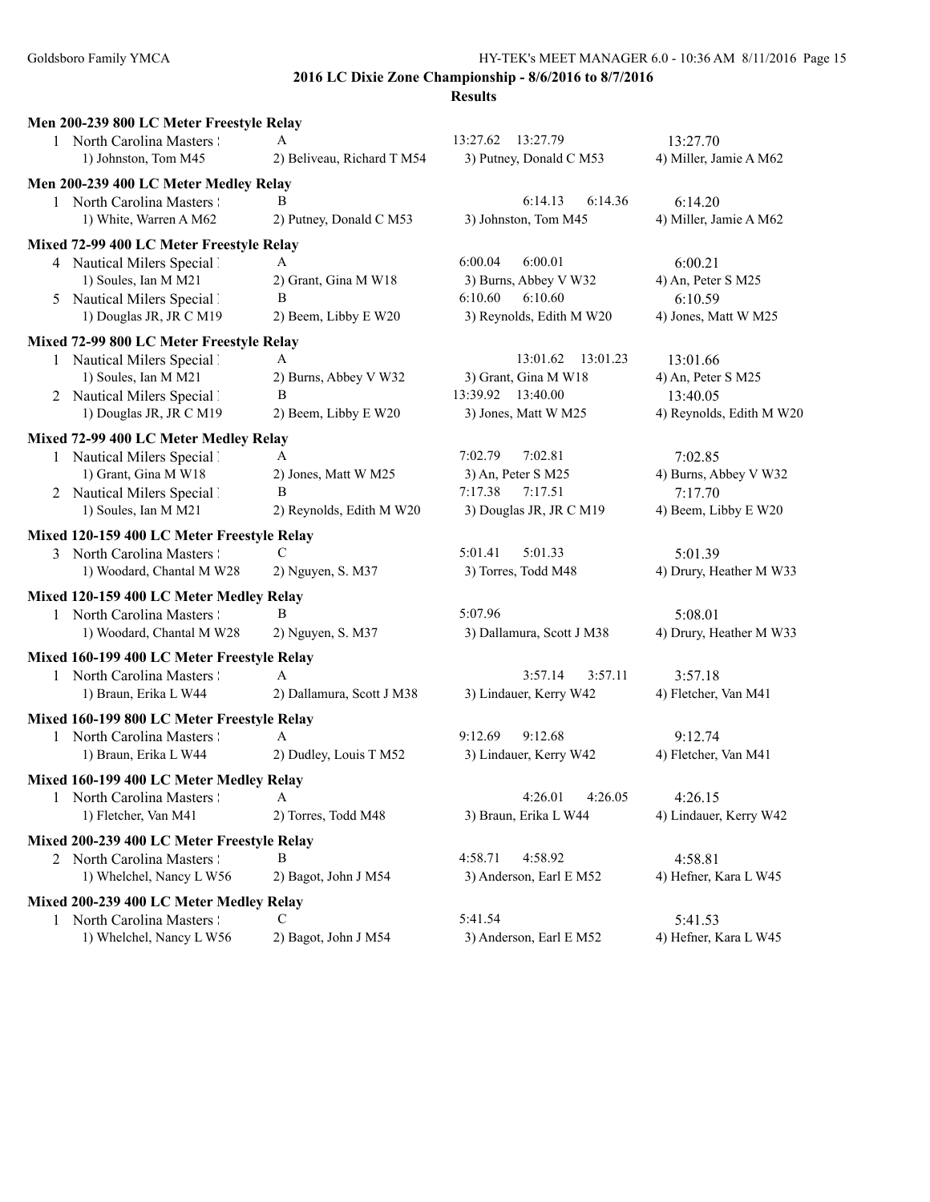**2016 LC Dixie Zone Championship - 8/6/2016 to 8/7/2016**

**Results**

### Men 200-239 800 LC Meter Freestyle Relay

| | | | | |
|---|---|---|---|---|
| 1 | North Carolina Masters ! | A | 13:27.62 13:27.79 | 13:27.70 |
| | 1) Johnston, Tom M45 | 2) Beliveau, Richard T M54 | 3) Putney, Donald C M53 | 4) Miller, Jamie A M62 |

### Men 200-239 400 LC Meter Medley Relay

| | | | | |
|---|---|---|---|---|
| 1 | North Carolina Masters ! | B | 6:14.13 6:14.36 | 6:14.20 |
| | 1) White, Warren A M62 | 2) Putney, Donald C M53 | 3) Johnston, Tom M45 | 4) Miller, Jamie A M62 |

### Mixed 72-99 400 LC Meter Freestyle Relay

| | | | | |
|---|---|---|---|---|
| 4 | Nautical Milers Special ! | A | 6:00.04 6:00.01 | 6:00.21 |
| | 1) Soules, Ian M M21 | 2) Grant, Gina M W18 | 3) Burns, Abbey V W32 | 4) An, Peter S M25 |
| 5 | Nautical Milers Special ! | B | 6:10.60 6:10.60 | 6:10.59 |
| | 1) Douglas JR, JR C M19 | 2) Beem, Libby E W20 | 3) Reynolds, Edith M W20 | 4) Jones, Matt W M25 |

### Mixed 72-99 800 LC Meter Freestyle Relay

| | | | | |
|---|---|---|---|---|
| 1 | Nautical Milers Special ! | A | 13:01.62 13:01.23 | 13:01.66 |
| | 1) Soules, Ian M M21 | 2) Burns, Abbey V W32 | 3) Grant, Gina M W18 | 4) An, Peter S M25 |
| 2 | Nautical Milers Special ! | B | 13:39.92 13:40.00 | 13:40.05 |
| | 1) Douglas JR, JR C M19 | 2) Beem, Libby E W20 | 3) Jones, Matt W M25 | 4) Reynolds, Edith M W20 |

### Mixed 72-99 400 LC Meter Medley Relay

| | | | | |
|---|---|---|---|---|
| 1 | Nautical Milers Special ! | A | 7:02.79 7:02.81 | 7:02.85 |
| | 1) Grant, Gina M W18 | 2) Jones, Matt W M25 | 3) An, Peter S M25 | 4) Burns, Abbey V W32 |
| 2 | Nautical Milers Special ! | B | 7:17.38 7:17.51 | 7:17.70 |
| | 1) Soules, Ian M M21 | 2) Reynolds, Edith M W20 | 3) Douglas JR, JR C M19 | 4) Beem, Libby E W20 |

### Mixed 120-159 400 LC Meter Freestyle Relay

| | | | | |
|---|---|---|---|---|
| 3 | North Carolina Masters ! | C | 5:01.41 5:01.33 | 5:01.39 |
| | 1) Woodard, Chantal M W28 | 2) Nguyen, S. M37 | 3) Torres, Todd M48 | 4) Drury, Heather M W33 |

### Mixed 120-159 400 LC Meter Medley Relay

| | | | | |
|---|---|---|---|---|
| 1 | North Carolina Masters ! | B | 5:07.96 | 5:08.01 |
| | 1) Woodard, Chantal M W28 | 2) Nguyen, S. M37 | 3) Dallamura, Scott J M38 | 4) Drury, Heather M W33 |

### Mixed 160-199 400 LC Meter Freestyle Relay

| | | | | |
|---|---|---|---|---|
| 1 | North Carolina Masters ! | A | 3:57.14 3:57.11 | 3:57.18 |
| | 1) Braun, Erika L W44 | 2) Dallamura, Scott J M38 | 3) Lindauer, Kerry W42 | 4) Fletcher, Van M41 |

### Mixed 160-199 800 LC Meter Freestyle Relay

| | | | | |
|---|---|---|---|---|
| 1 | North Carolina Masters ! | A | 9:12.69 9:12.68 | 9:12.74 |
| | 1) Braun, Erika L W44 | 2) Dudley, Louis T M52 | 3) Lindauer, Kerry W42 | 4) Fletcher, Van M41 |

### Mixed 160-199 400 LC Meter Medley Relay

| | | | | |
|---|---|---|---|---|
| 1 | North Carolina Masters ! | A | 4:26.01 4:26.05 | 4:26.15 |
| | 1) Fletcher, Van M41 | 2) Torres, Todd M48 | 3) Braun, Erika L W44 | 4) Lindauer, Kerry W42 |

### Mixed 200-239 400 LC Meter Freestyle Relay

| | | | | |
|---|---|---|---|---|
| 2 | North Carolina Masters ! | B | 4:58.71 4:58.92 | 4:58.81 |
| | 1) Whelchel, Nancy L W56 | 2) Bagot, John J M54 | 3) Anderson, Earl E M52 | 4) Hefner, Kara L W45 |

### Mixed 200-239 400 LC Meter Medley Relay

| | | | | |
|---|---|---|---|---|
| 1 | North Carolina Masters ! | C | 5:41.54 | 5:41.53 |
| | 1) Whelchel, Nancy L W56 | 2) Bagot, John J M54 | 3) Anderson, Earl E M52 | 4) Hefner, Kara L W45 |